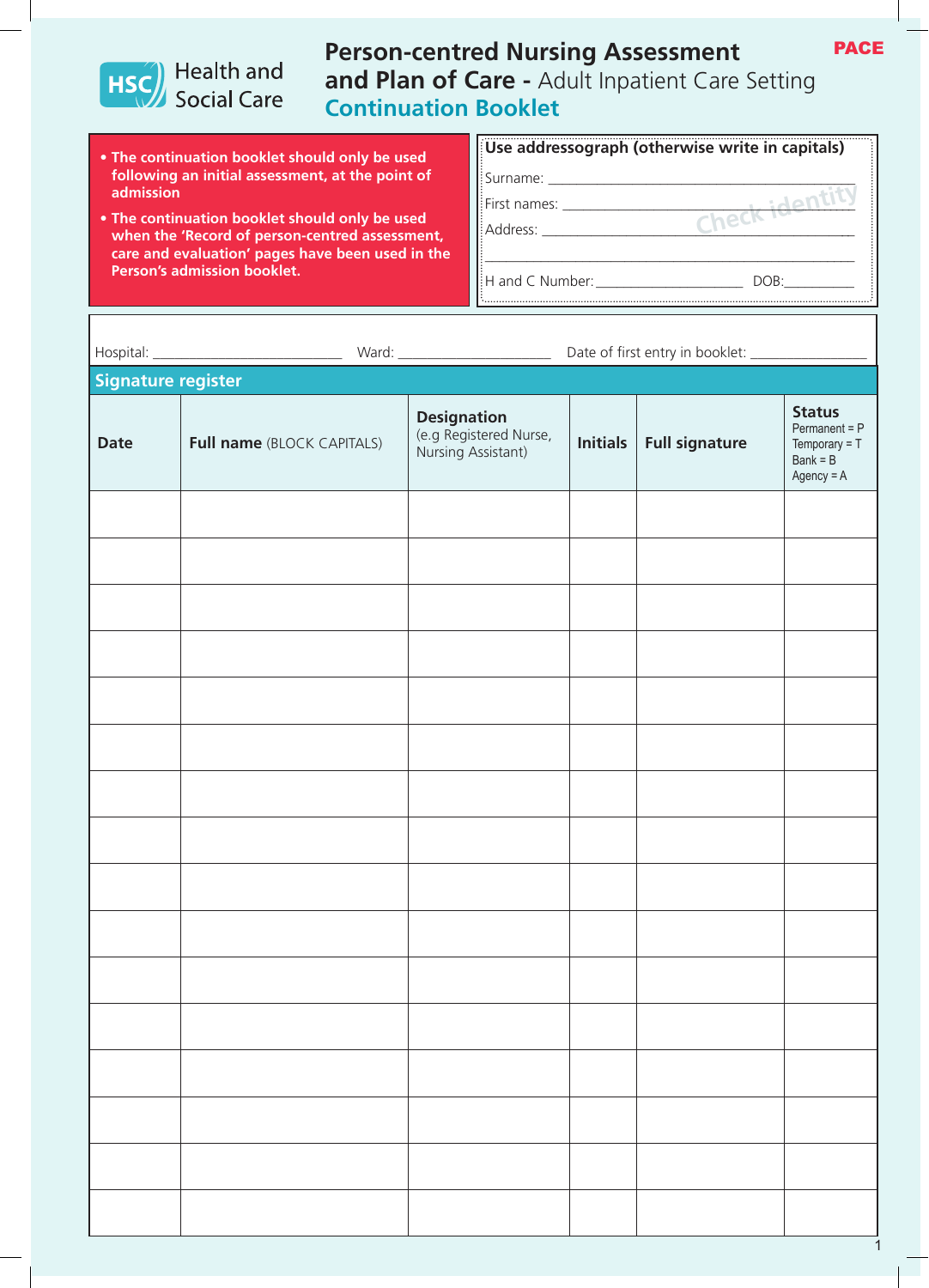Health and Social Care

# Person-centred Nursing Assessment and Plan of Care - Adult Inpatient Care Setting

## Continuation Booklet

PACE

- **The continuation booklet should only be used following an initial assessment, at the point of admission**
- **The continuation booklet should only be used when the 'Record of person-centred assessment, care and evaluation' pages have been used in the Person's admission booklet.**

**Use addressograph (otherwise write in capitals)**

Surname: ____________________________________________

First names: __________________________________________ Check identity

Address: _____________________________________________

_____________________________________________________

H and C Number: ____________________ DOB: __________

Hospital: __________________________ Ward: ______________________ Date of first entry in booklet: ________________

## Signature register

| Date | Full name (BLOCK CAPITALS) | Designation (e.g Registered Nurse, Nursing Assistant) | Initials | Full signature | Status Permanent = P Temporary = T Bank = B Agency = A |
|---|---|---|---|---|---|
| | | | | | |
| | | | | | |
| | | | | | |
| | | | | | |
| | | | | | |
| | | | | | |
| | | | | | |
| | | | | | |
| | | | | | |
| | | | | | |
| | | | | | |
| | | | | | |
| | | | | | |
| | | | | | |
| | | | | | |
| | | | | | |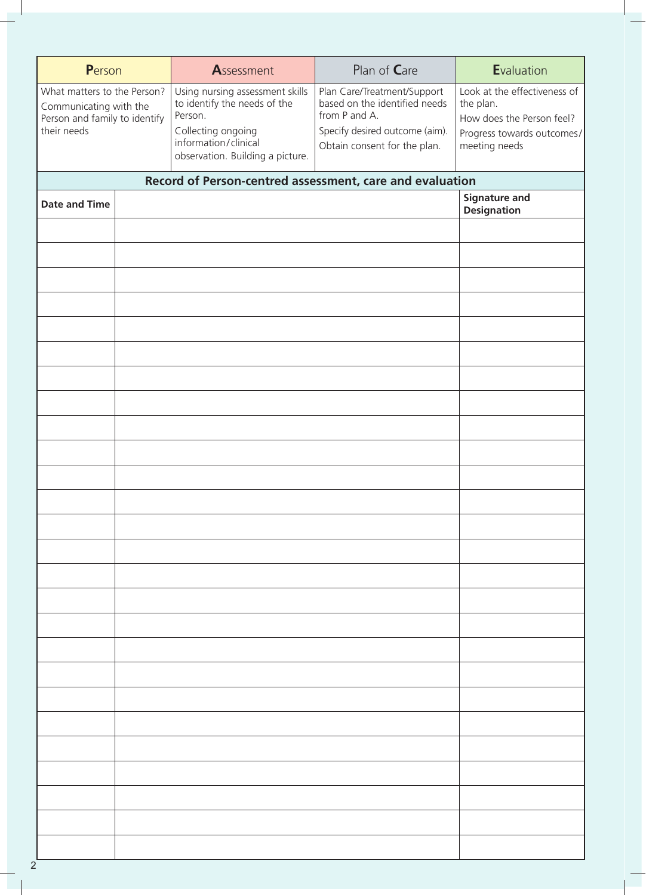| **P**erson | **A**ssessment | Plan of **C**are | **E**valuation |
|---|---|---|---|
| What matters to the Person? Communicating with the Person and family to identify their needs | Using nursing assessment skills to identify the needs of the Person. Collecting ongoing information/clinical observation. Building a picture. | Plan Care/Treatment/Support based on the identified needs from P and A. Specify desired outcome (aim). Obtain consent for the plan. | Look at the effectiveness of the plan. How does the Person feel? Progress towards outcomes/meeting needs |

## Record of Person-centred assessment, care and evaluation

| Date and Time | | Signature and Designation |
|---|---|---|
| | | |
| | | |
| | | |
| | | |
| | | |
| | | |
| | | |
| | | |
| | | |
| | | |
| | | |
| | | |
| | | |
| | | |
| | | |
| | | |
| | | |
| | | |
| | | |
| | | |
| | | |
| | | |
| | | |
| | | |
| | | |
| | | |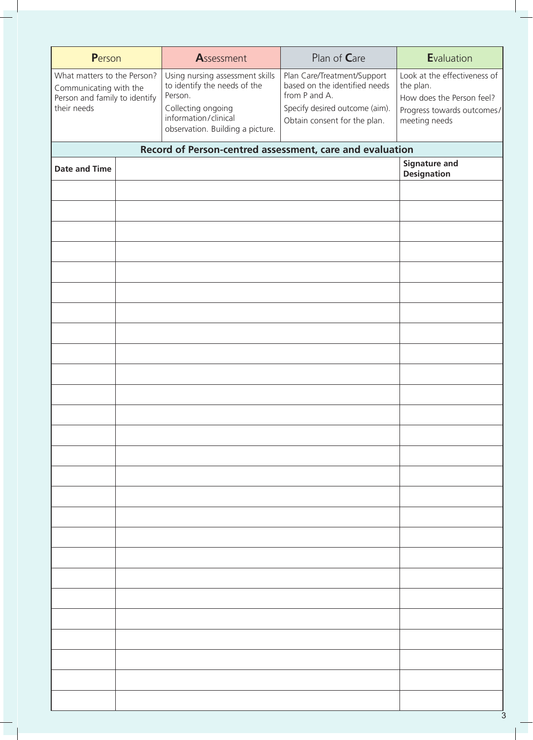| Person | Assessment | Plan of Care | Evaluation |
| --- | --- | --- | --- |
| What matters to the Person? Communicating with the Person and family to identify their needs | Using nursing assessment skills to identify the needs of the Person.<br>Collecting ongoing information/clinical observation. Building a picture. | Plan Care/Treatment/Support based on the identified needs from P and A.<br>Specify desired outcome (aim).<br>Obtain consent for the plan. | Look at the effectiveness of the plan.<br>How does the Person feel?<br>Progress towards outcomes/ meeting needs |

**Record of Person-centred assessment, care and evaluation**

| Date and Time | | Signature and Designation |
| --- | --- | --- |
| | | |
| | | |
| | | |
| | | |
| | | |
| | | |
| | | |
| | | |
| | | |
| | | |
| | | |
| | | |
| | | |
| | | |
| | | |
| | | |
| | | |
| | | |
| | | |
| | | |
| | | |
| | | |
| | | |
| | | |
| | | |
| | | |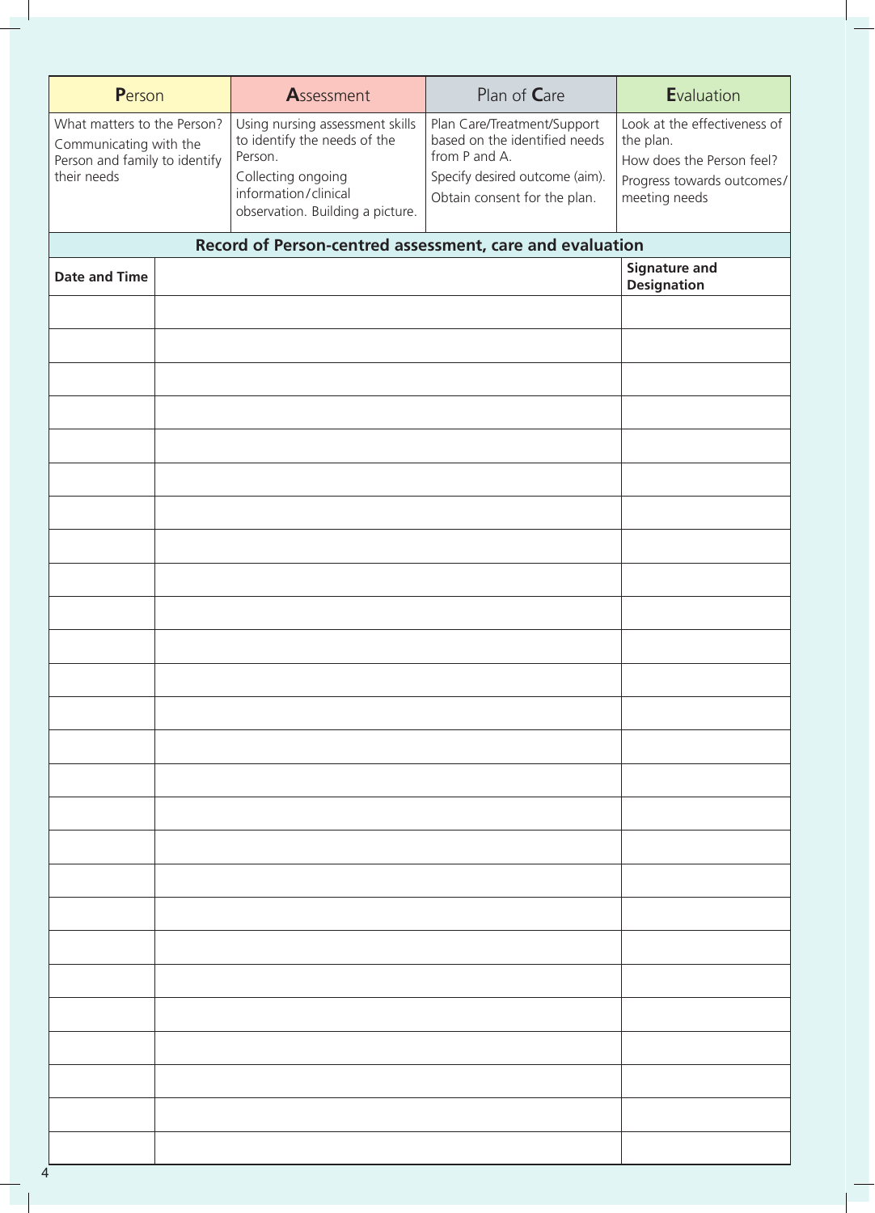| **P**erson | **A**ssessment | Plan of **C**are | **E**valuation |
|---|---|---|---|
| What matters to the Person? Communicating with the Person and family to identify their needs | Using nursing assessment skills to identify the needs of the Person. Collecting ongoing information/clinical observation. Building a picture. | Plan Care/Treatment/Support based on the identified needs from P and A. Specify desired outcome (aim). Obtain consent for the plan. | Look at the effectiveness of the plan. How does the Person feel? Progress towards outcomes/ meeting needs |

**Record of Person-centred assessment, care and evaluation**

| Date and Time | | Signature and Designation |
|---|---|---|
| | | |
| | | |
| | | |
| | | |
| | | |
| | | |
| | | |
| | | |
| | | |
| | | |
| | | |
| | | |
| | | |
| | | |
| | | |
| | | |
| | | |
| | | |
| | | |
| | | |
| | | |
| | | |
| | | |
| | | |
| | | |
| | | |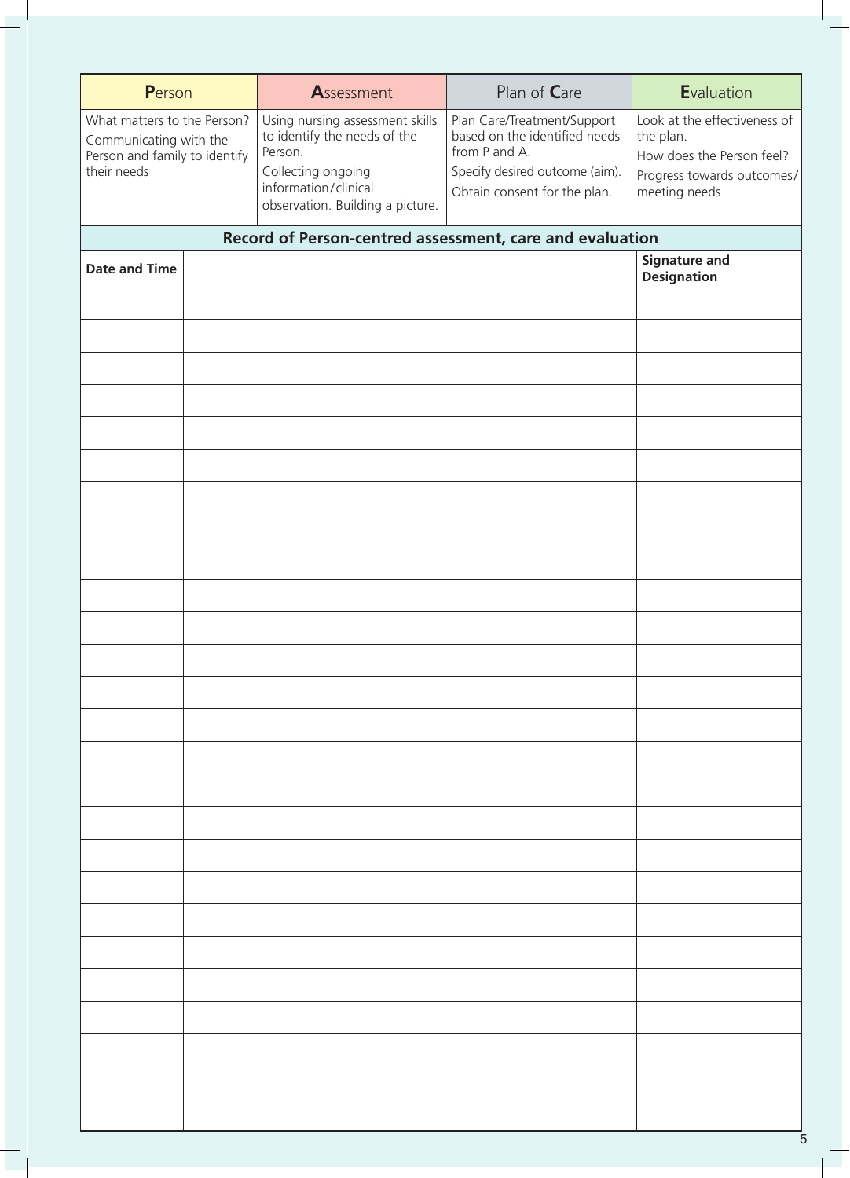| **P**erson | **A**ssessment | Plan of **C**are | **E**valuation |
|---|---|---|---|
| What matters to the Person? Communicating with the Person and family to identify their needs | Using nursing assessment skills to identify the needs of the Person. Collecting ongoing information/clinical observation. Building a picture. | Plan Care/Treatment/Support based on the identified needs from P and A. Specify desired outcome (aim). Obtain consent for the plan. | Look at the effectiveness of the plan. How does the Person feel? Progress towards outcomes/meeting needs |

**Record of Person-centred assessment, care and evaluation**

| Date and Time | | Signature and Designation |
|---|---|---|
| | | |
| | | |
| | | |
| | | |
| | | |
| | | |
| | | |
| | | |
| | | |
| | | |
| | | |
| | | |
| | | |
| | | |
| | | |
| | | |
| | | |
| | | |
| | | |
| | | |
| | | |
| | | |
| | | |
| | | |
| | | |
| | | |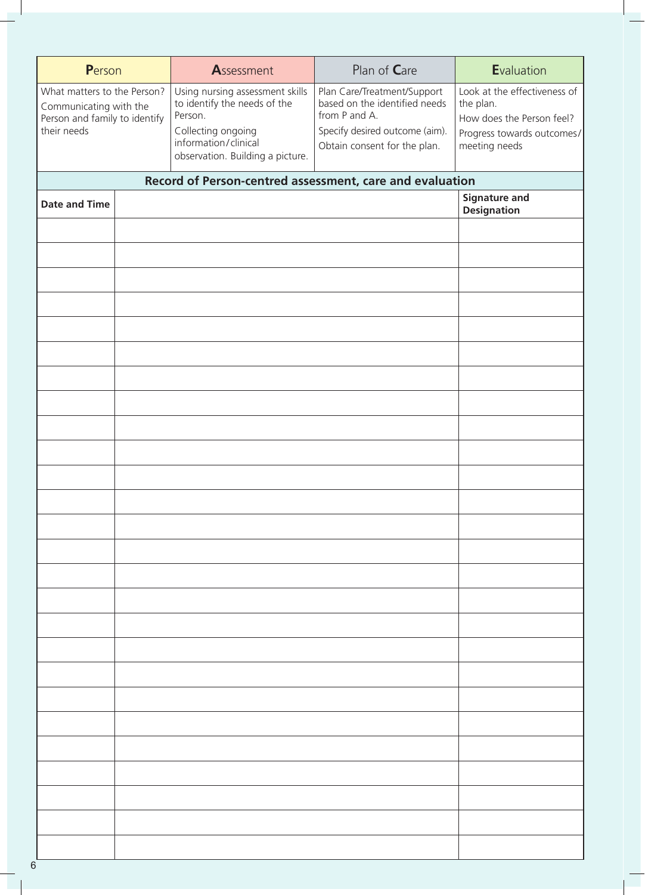| **P**erson | **A**ssessment | Plan of **C**are | **E**valuation |
|---|---|---|---|
| What matters to the Person? Communicating with the Person and family to identify their needs | Using nursing assessment skills to identify the needs of the Person. Collecting ongoing information/clinical observation. Building a picture. | Plan Care/Treatment/Support based on the identified needs from P and A. Specify desired outcome (aim). Obtain consent for the plan. | Look at the effectiveness of the plan. How does the Person feel? Progress towards outcomes/meeting needs |

## Record of Person-centred assessment, care and evaluation

| Date and Time | | Signature and Designation |
|---|---|---|
| | | |
| | | |
| | | |
| | | |
| | | |
| | | |
| | | |
| | | |
| | | |
| | | |
| | | |
| | | |
| | | |
| | | |
| | | |
| | | |
| | | |
| | | |
| | | |
| | | |
| | | |
| | | |
| | | |
| | | |
| | | |
| | | |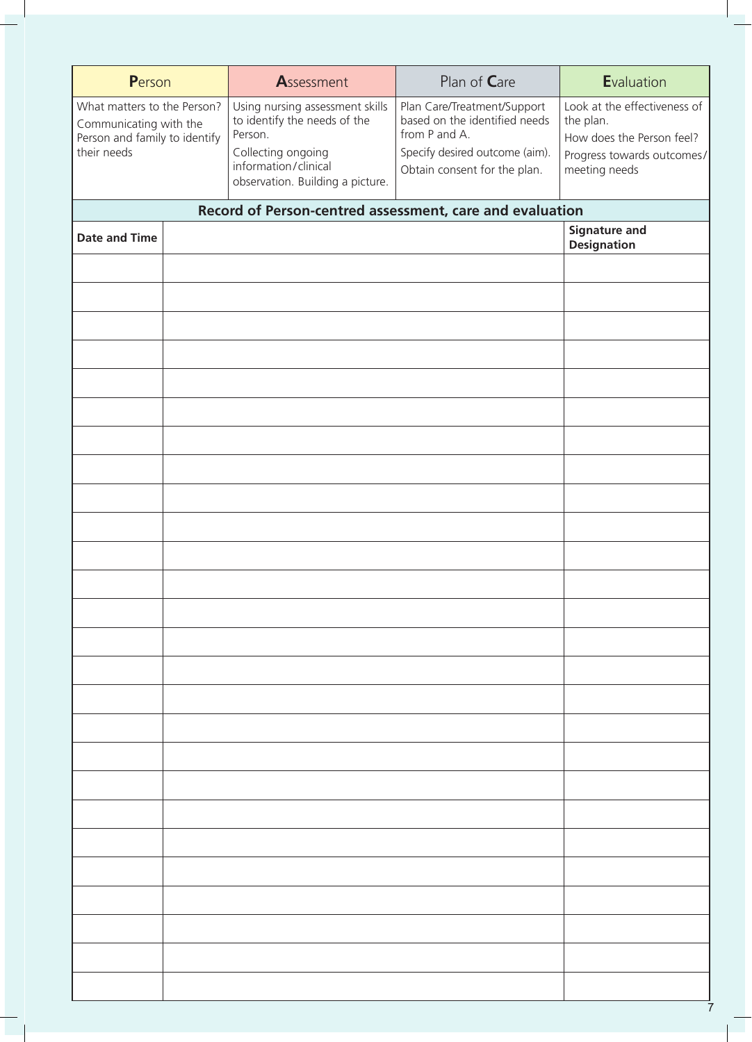| **P**erson | **A**ssessment | Plan of **C**are | **E**valuation |
|---|---|---|---|
| What matters to the Person? Communicating with the Person and family to identify their needs | Using nursing assessment skills to identify the needs of the Person.<br>Collecting ongoing information/clinical observation. Building a picture. | Plan Care/Treatment/Support based on the identified needs from P and A.<br>Specify desired outcome (aim).<br>Obtain consent for the plan. | Look at the effectiveness of the plan.<br>How does the Person feel?<br>Progress towards outcomes/meeting needs |

**Record of Person-centred assessment, care and evaluation**

| Date and Time | | Signature and Designation |
|---|---|---|
| | | |
| | | |
| | | |
| | | |
| | | |
| | | |
| | | |
| | | |
| | | |
| | | |
| | | |
| | | |
| | | |
| | | |
| | | |
| | | |
| | | |
| | | |
| | | |
| | | |
| | | |
| | | |
| | | |
| | | |
| | | |
| | | |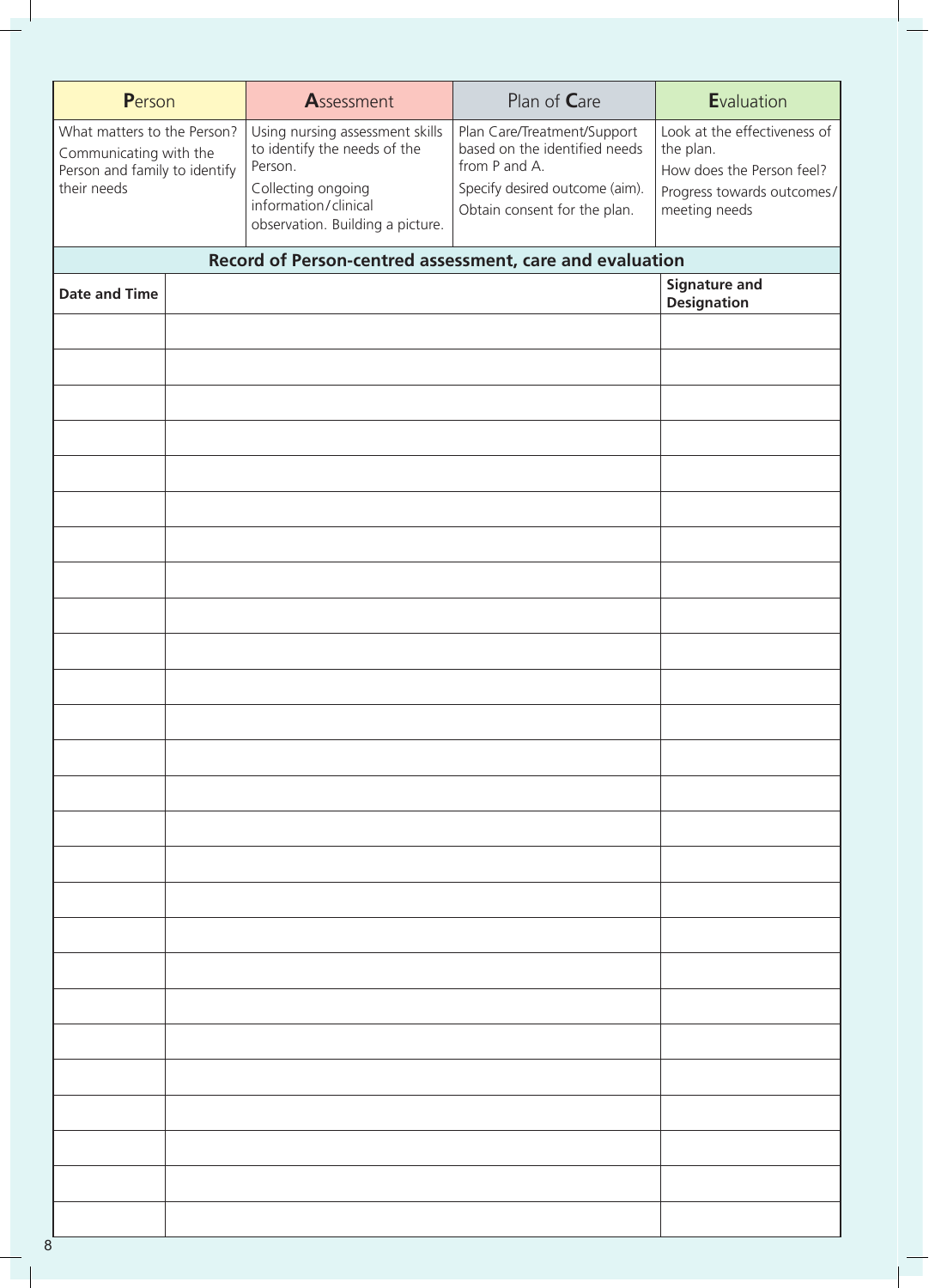| **P**erson | **A**ssessment | Plan of **C**are | **E**valuation |
|---|---|---|---|
| What matters to the Person? Communicating with the Person and family to identify their needs | Using nursing assessment skills to identify the needs of the Person. Collecting ongoing information/clinical observation. Building a picture. | Plan Care/Treatment/Support based on the identified needs from P and A. Specify desired outcome (aim). Obtain consent for the plan. | Look at the effectiveness of the plan. How does the Person feel? Progress towards outcomes/meeting needs |

**Record of Person-centred assessment, care and evaluation**

| Date and Time | | Signature and Designation |
|---|---|---|
| | | |
| | | |
| | | |
| | | |
| | | |
| | | |
| | | |
| | | |
| | | |
| | | |
| | | |
| | | |
| | | |
| | | |
| | | |
| | | |
| | | |
| | | |
| | | |
| | | |
| | | |
| | | |
| | | |
| | | |
| | | |
| | | |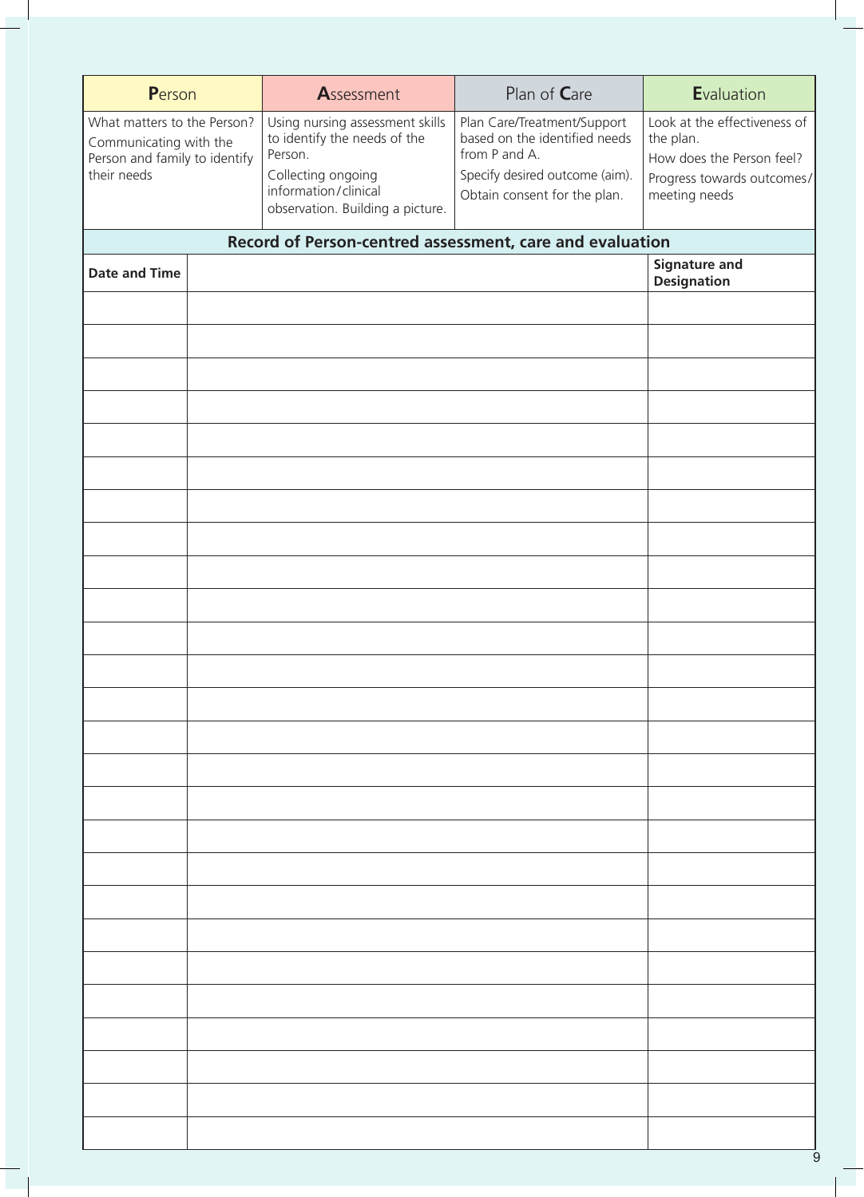| **P**erson | **A**ssessment | Plan of **C**are | **E**valuation |
|---|---|---|---|
| What matters to the Person? Communicating with the Person and family to identify their needs | Using nursing assessment skills to identify the needs of the Person. Collecting ongoing information/clinical observation. Building a picture. | Plan Care/Treatment/Support based on the identified needs from P and A. Specify desired outcome (aim). Obtain consent for the plan. | Look at the effectiveness of the plan. How does the Person feel? Progress towards outcomes/meeting needs |

**Record of Person-centred assessment, care and evaluation**

| Date and Time | | Signature and Designation |
|---|---|---|
| | | |
| | | |
| | | |
| | | |
| | | |
| | | |
| | | |
| | | |
| | | |
| | | |
| | | |
| | | |
| | | |
| | | |
| | | |
| | | |
| | | |
| | | |
| | | |
| | | |
| | | |
| | | |
| | | |
| | | |
| | | |
| | | |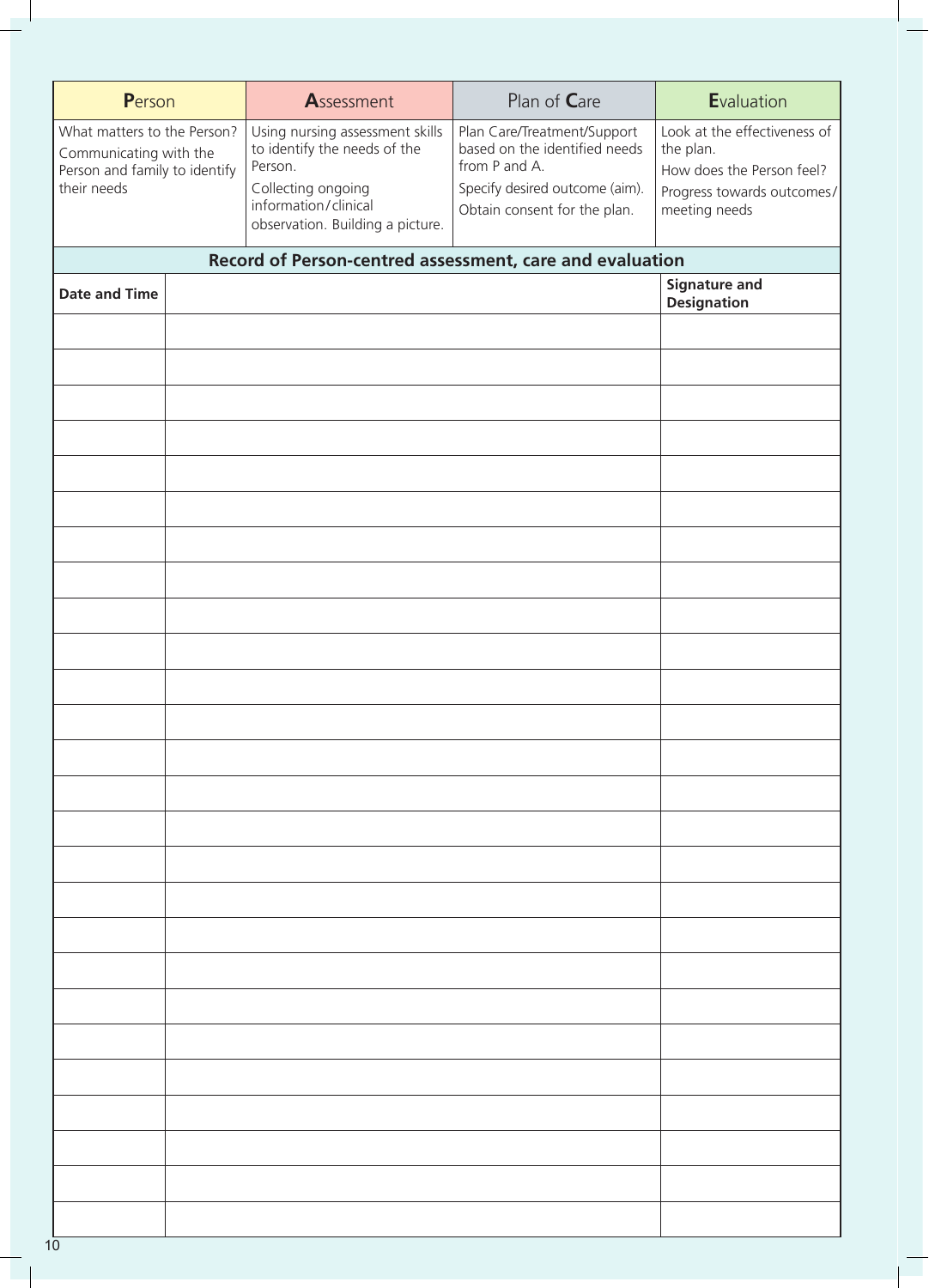| **P**erson | **A**ssessment | Plan of **C**are | **E**valuation |
|---|---|---|---|
| What matters to the Person?<br>Communicating with the Person and family to identify their needs | Using nursing assessment skills to identify the needs of the Person.<br>Collecting ongoing information/clinical observation. Building a picture. | Plan Care/Treatment/Support based on the identified needs from P and A.<br>Specify desired outcome (aim).<br>Obtain consent for the plan. | Look at the effectiveness of the plan.<br>How does the Person feel?<br>Progress towards outcomes/meeting needs |

**Record of Person-centred assessment, care and evaluation**

| Date and Time | | Signature and Designation |
|---|---|---|
| | | |
| | | |
| | | |
| | | |
| | | |
| | | |
| | | |
| | | |
| | | |
| | | |
| | | |
| | | |
| | | |
| | | |
| | | |
| | | |
| | | |
| | | |
| | | |
| | | |
| | | |
| | | |
| | | |
| | | |
| | | |
| | | |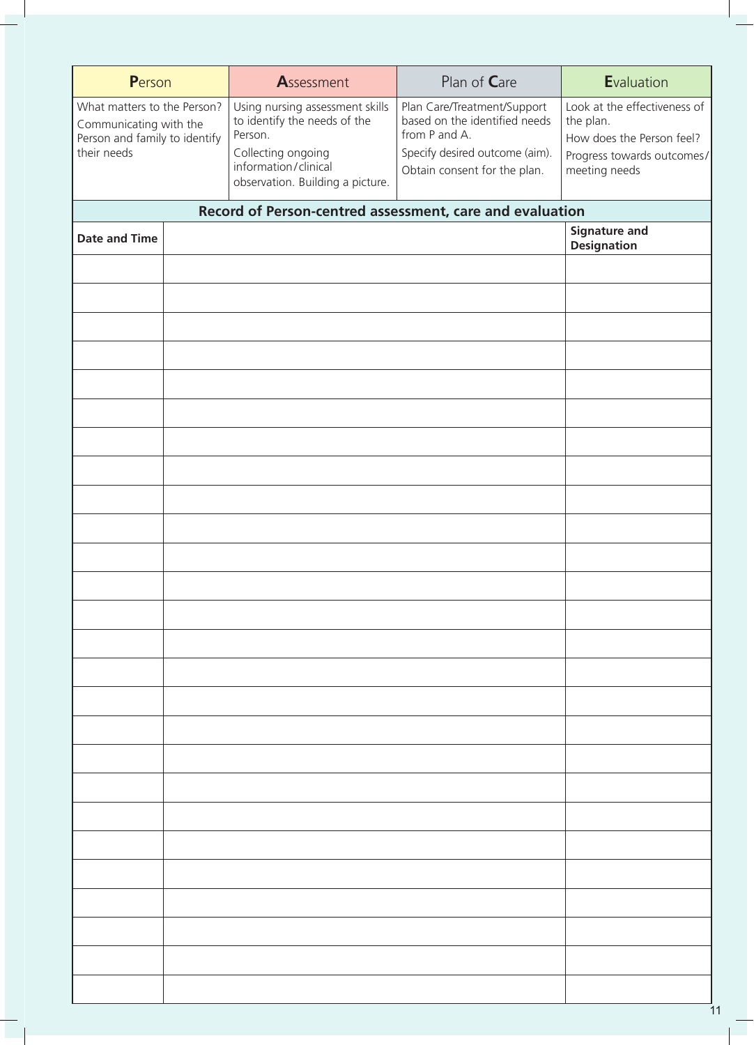| **P**erson | **A**ssessment | Plan of **C**are | **E**valuation |
| --- | --- | --- | --- |
| What matters to the Person? Communicating with the Person and family to identify their needs | Using nursing assessment skills to identify the needs of the Person. Collecting ongoing information/clinical observation. Building a picture. | Plan Care/Treatment/Support based on the identified needs from P and A. Specify desired outcome (aim). Obtain consent for the plan. | Look at the effectiveness of the plan. How does the Person feel? Progress towards outcomes/meeting needs |

**Record of Person-centred assessment, care and evaluation**

| Date and Time | | Signature and Designation |
| --- | --- | --- |
| | | |
| | | |
| | | |
| | | |
| | | |
| | | |
| | | |
| | | |
| | | |
| | | |
| | | |
| | | |
| | | |
| | | |
| | | |
| | | |
| | | |
| | | |
| | | |
| | | |
| | | |
| | | |
| | | |
| | | |
| | | |
| | | |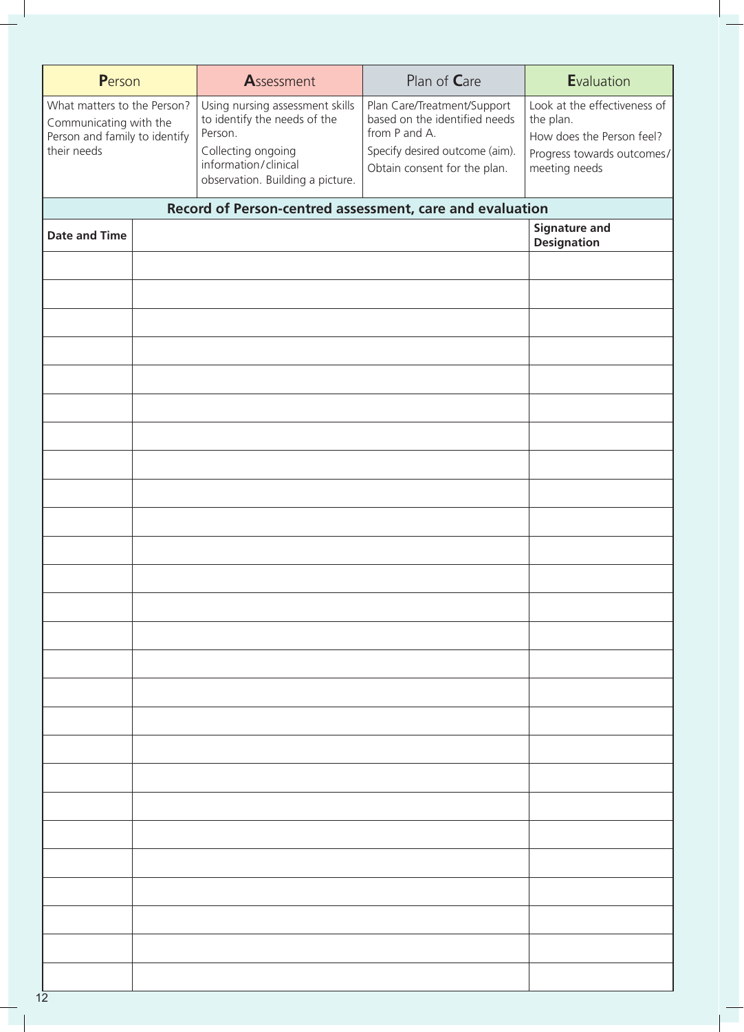| **P**erson | **A**ssessment | Plan of **C**are | **E**valuation |
|---|---|---|---|
| What matters to the Person? Communicating with the Person and family to identify their needs | Using nursing assessment skills to identify the needs of the Person. Collecting ongoing information/clinical observation. Building a picture. | Plan Care/Treatment/Support based on the identified needs from P and A. Specify desired outcome (aim). Obtain consent for the plan. | Look at the effectiveness of the plan. How does the Person feel? Progress towards outcomes/meeting needs |

**Record of Person-centred assessment, care and evaluation**

| Date and Time | | Signature and Designation |
|---|---|---|
| | | |
| | | |
| | | |
| | | |
| | | |
| | | |
| | | |
| | | |
| | | |
| | | |
| | | |
| | | |
| | | |
| | | |
| | | |
| | | |
| | | |
| | | |
| | | |
| | | |
| | | |
| | | |
| | | |
| | | |
| | | |
| | | |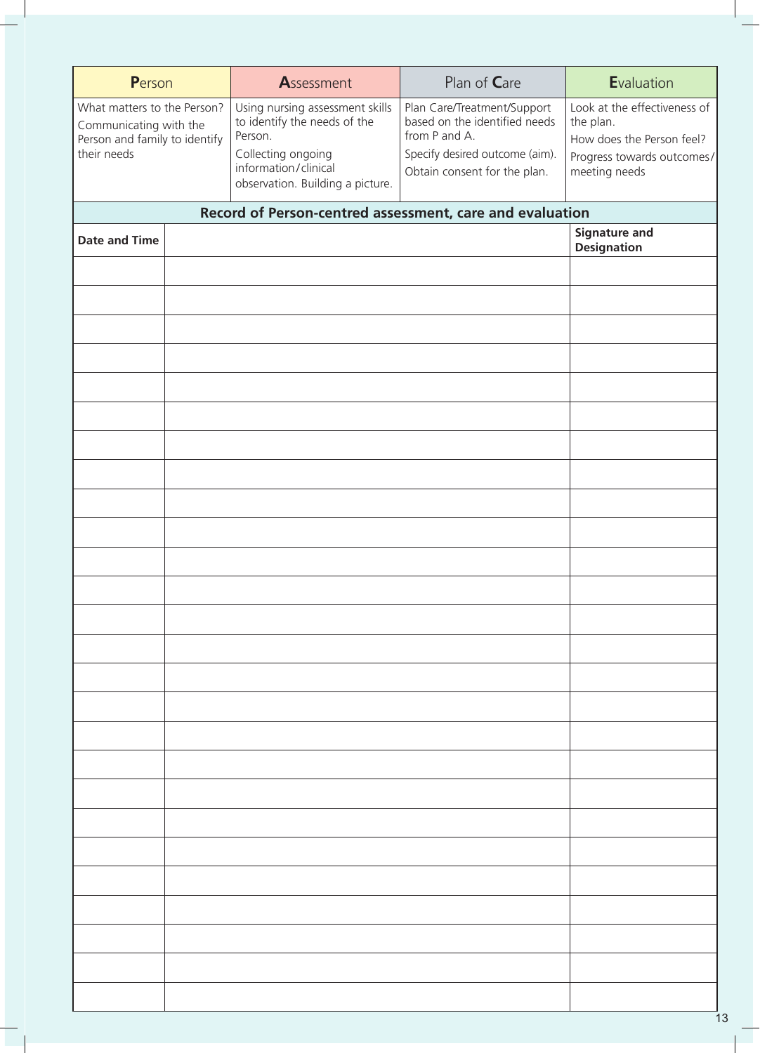| **P**erson | **A**ssessment | Plan of **C**are | **E**valuation |
|---|---|---|---|
| What matters to the Person? Communicating with the Person and family to identify their needs | Using nursing assessment skills to identify the needs of the Person. Collecting ongoing information/clinical observation. Building a picture. | Plan Care/Treatment/Support based on the identified needs from P and A. Specify desired outcome (aim). Obtain consent for the plan. | Look at the effectiveness of the plan. How does the Person feel? Progress towards outcomes/meeting needs |

**Record of Person-centred assessment, care and evaluation**

| Date and Time | | Signature and Designation |
|---|---|---|
| | | |
| | | |
| | | |
| | | |
| | | |
| | | |
| | | |
| | | |
| | | |
| | | |
| | | |
| | | |
| | | |
| | | |
| | | |
| | | |
| | | |
| | | |
| | | |
| | | |
| | | |
| | | |
| | | |
| | | |
| | | |
| | | |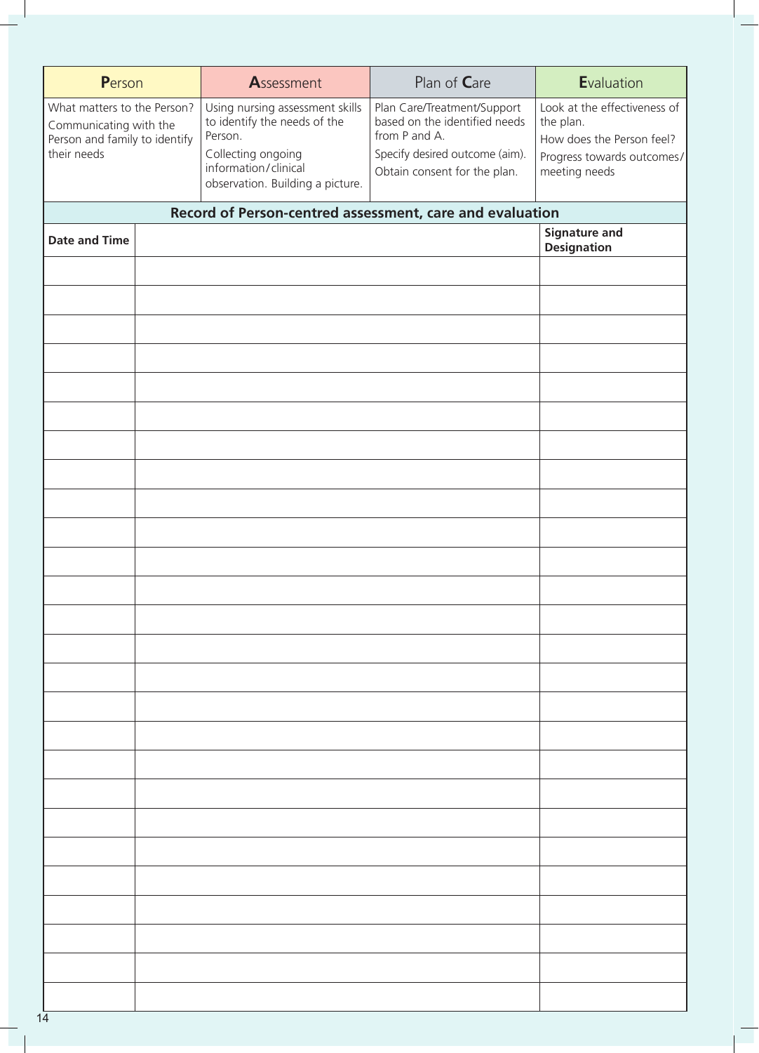| **P**erson | **A**ssessment | Plan of **C**are | **E**valuation |
|---|---|---|---|
| What matters to the Person? Communicating with the Person and family to identify their needs | Using nursing assessment skills to identify the needs of the Person. Collecting ongoing information/clinical observation. Building a picture. | Plan Care/Treatment/Support based on the identified needs from P and A. Specify desired outcome (aim). Obtain consent for the plan. | Look at the effectiveness of the plan. How does the Person feel? Progress towards outcomes/meeting needs |

**Record of Person-centred assessment, care and evaluation**

| Date and Time | | Signature and Designation |
|---|---|---|
| | | |
| | | |
| | | |
| | | |
| | | |
| | | |
| | | |
| | | |
| | | |
| | | |
| | | |
| | | |
| | | |
| | | |
| | | |
| | | |
| | | |
| | | |
| | | |
| | | |
| | | |
| | | |
| | | |
| | | |
| | | |
| | | |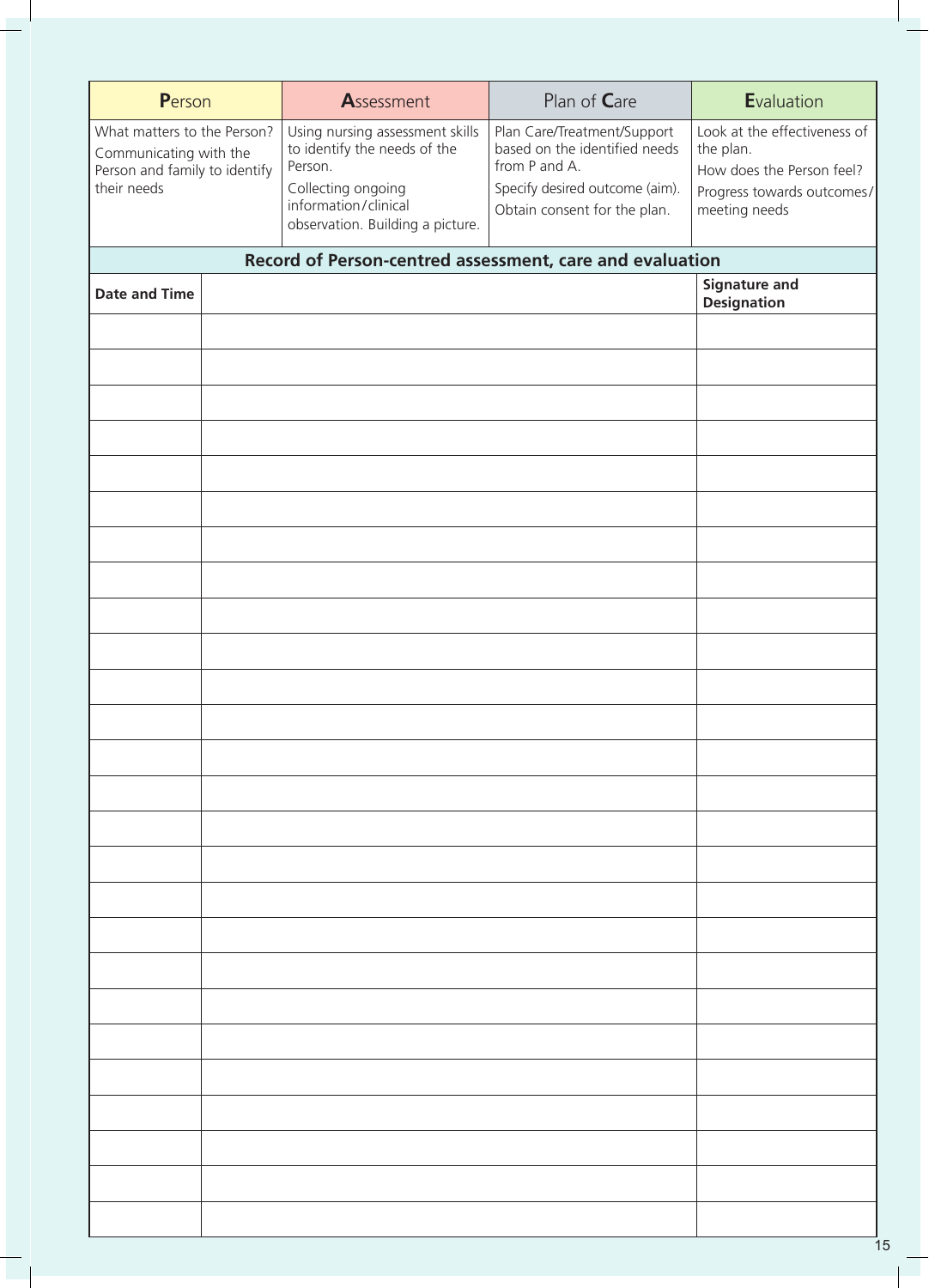| **P**erson | **A**ssessment | Plan of **C**are | **E**valuation |
|---|---|---|---|
| What matters to the Person? Communicating with the Person and family to identify their needs | Using nursing assessment skills to identify the needs of the Person. Collecting ongoing information/clinical observation. Building a picture. | Plan Care/Treatment/Support based on the identified needs from P and A. Specify desired outcome (aim). Obtain consent for the plan. | Look at the effectiveness of the plan. How does the Person feel? Progress towards outcomes/ meeting needs |

**Record of Person-centred assessment, care and evaluation**

| Date and Time | | Signature and Designation |
|---|---|---|
| | | |
| | | |
| | | |
| | | |
| | | |
| | | |
| | | |
| | | |
| | | |
| | | |
| | | |
| | | |
| | | |
| | | |
| | | |
| | | |
| | | |
| | | |
| | | |
| | | |
| | | |
| | | |
| | | |
| | | |
| | | |
| | | |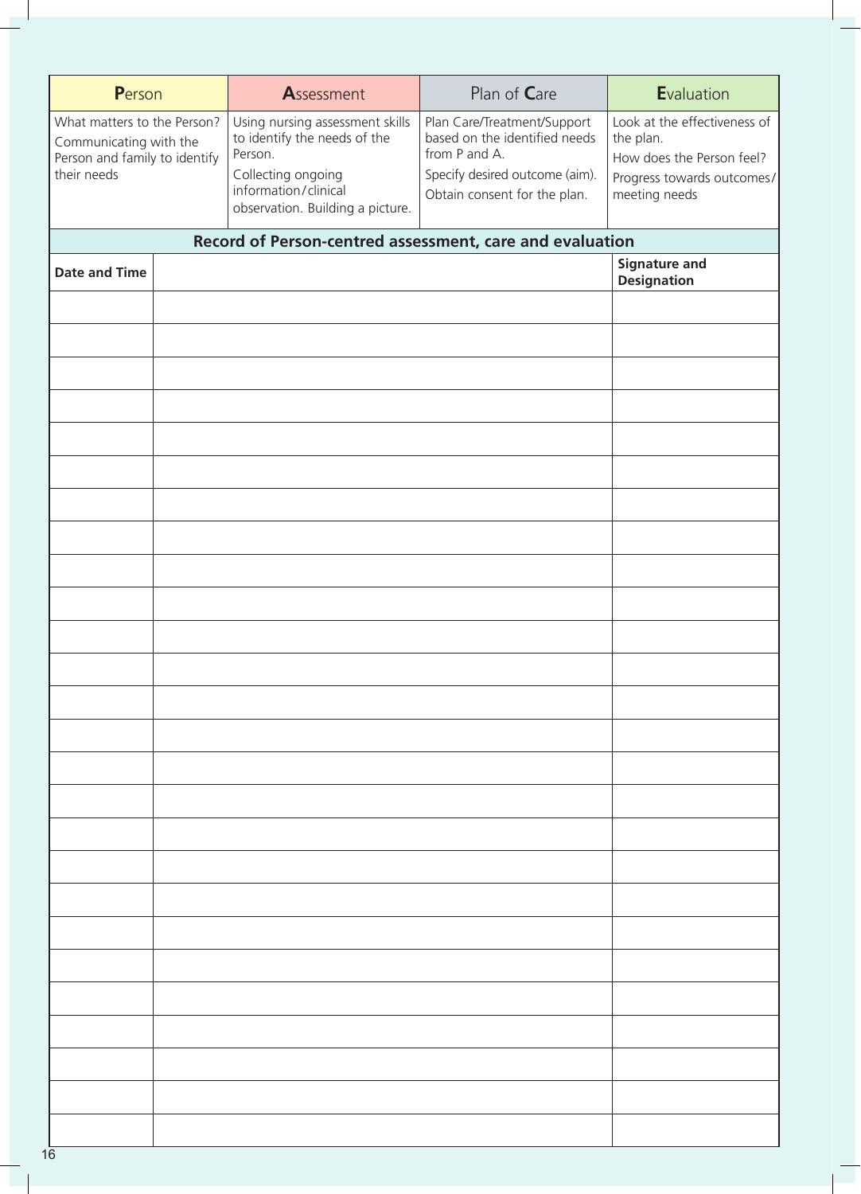| **P**erson | **A**ssessment | Plan of **C**are | **E**valuation |
|---|---|---|---|
| What matters to the Person? Communicating with the Person and family to identify their needs | Using nursing assessment skills to identify the needs of the Person. Collecting ongoing information/clinical observation. Building a picture. | Plan Care/Treatment/Support based on the identified needs from P and A. Specify desired outcome (aim). Obtain consent for the plan. | Look at the effectiveness of the plan. How does the Person feel? Progress towards outcomes/meeting needs |

**Record of Person-centred assessment, care and evaluation**

| Date and Time | | Signature and Designation |
|---|---|---|
| | | |
| | | |
| | | |
| | | |
| | | |
| | | |
| | | |
| | | |
| | | |
| | | |
| | | |
| | | |
| | | |
| | | |
| | | |
| | | |
| | | |
| | | |
| | | |
| | | |
| | | |
| | | |
| | | |
| | | |
| | | |
| | | |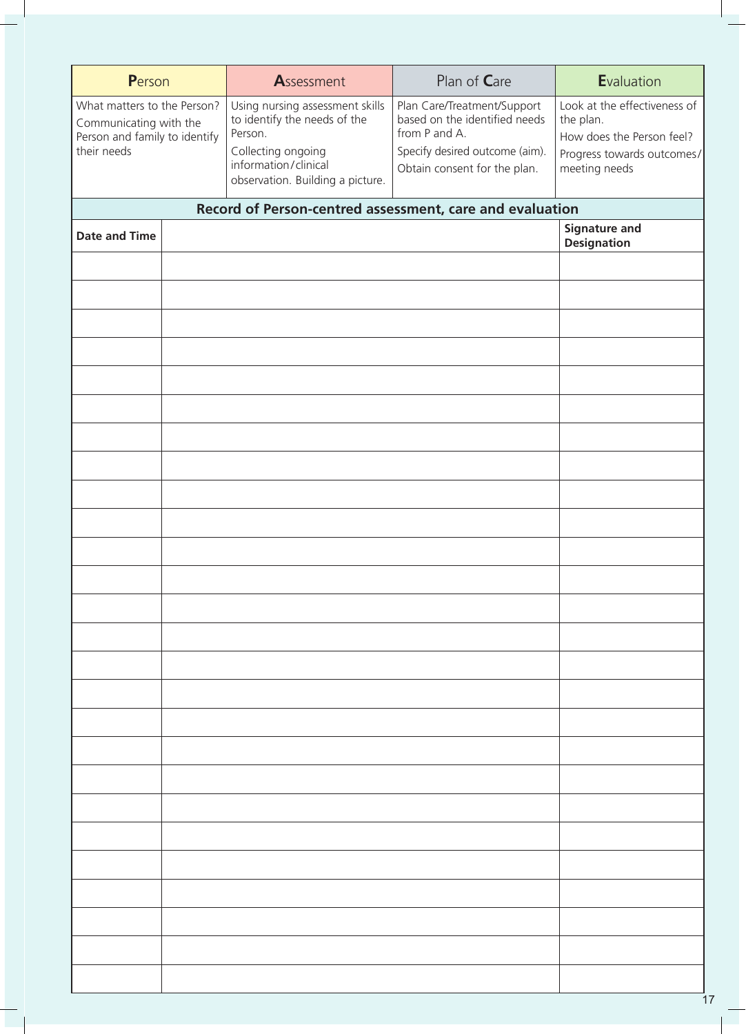| **P**erson | **A**ssessment | Plan of **C**are | **E**valuation |
|---|---|---|---|
| What matters to the Person? Communicating with the Person and family to identify their needs | Using nursing assessment skills to identify the needs of the Person. Collecting ongoing information/clinical observation. Building a picture. | Plan Care/Treatment/Support based on the identified needs from P and A. Specify desired outcome (aim). Obtain consent for the plan. | Look at the effectiveness of the plan. How does the Person feel? Progress towards outcomes/meeting needs |

**Record of Person-centred assessment, care and evaluation**

| **Date and Time** | | **Signature and Designation** |
|---|---|---|
| | | |
| | | |
| | | |
| | | |
| | | |
| | | |
| | | |
| | | |
| | | |
| | | |
| | | |
| | | |
| | | |
| | | |
| | | |
| | | |
| | | |
| | | |
| | | |
| | | |
| | | |
| | | |
| | | |
| | | |
| | | |
| | | |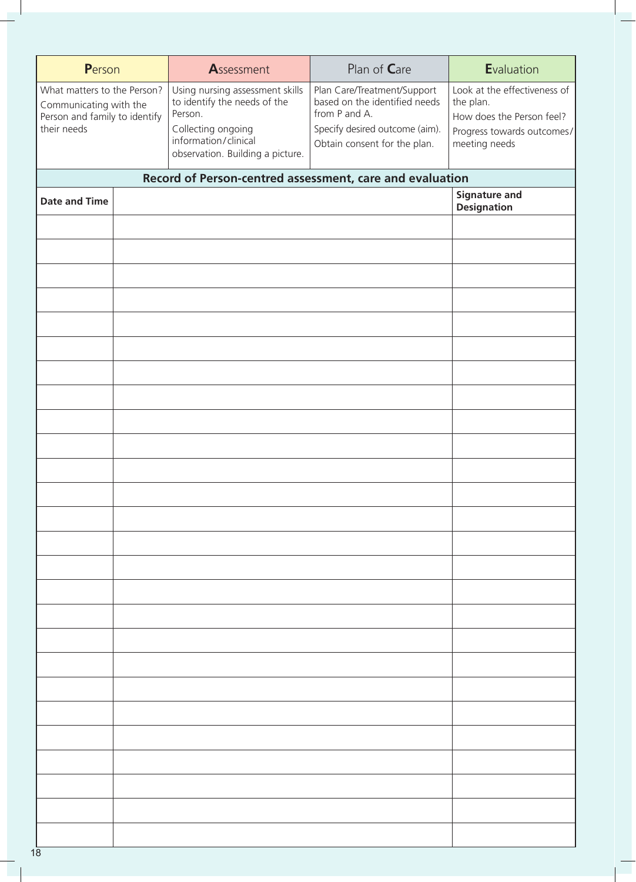| **P**erson | **A**ssessment | Plan of **C**are | **E**valuation |
|---|---|---|---|
| What matters to the Person? Communicating with the Person and family to identify their needs | Using nursing assessment skills to identify the needs of the Person. Collecting ongoing information/clinical observation. Building a picture. | Plan Care/Treatment/Support based on the identified needs from P and A. Specify desired outcome (aim). Obtain consent for the plan. | Look at the effectiveness of the plan. How does the Person feel? Progress towards outcomes/ meeting needs |

**Record of Person-centred assessment, care and evaluation**

| Date and Time | | Signature and Designation |
|---|---|---|
| | | |
| | | |
| | | |
| | | |
| | | |
| | | |
| | | |
| | | |
| | | |
| | | |
| | | |
| | | |
| | | |
| | | |
| | | |
| | | |
| | | |
| | | |
| | | |
| | | |
| | | |
| | | |
| | | |
| | | |
| | | |
| | | |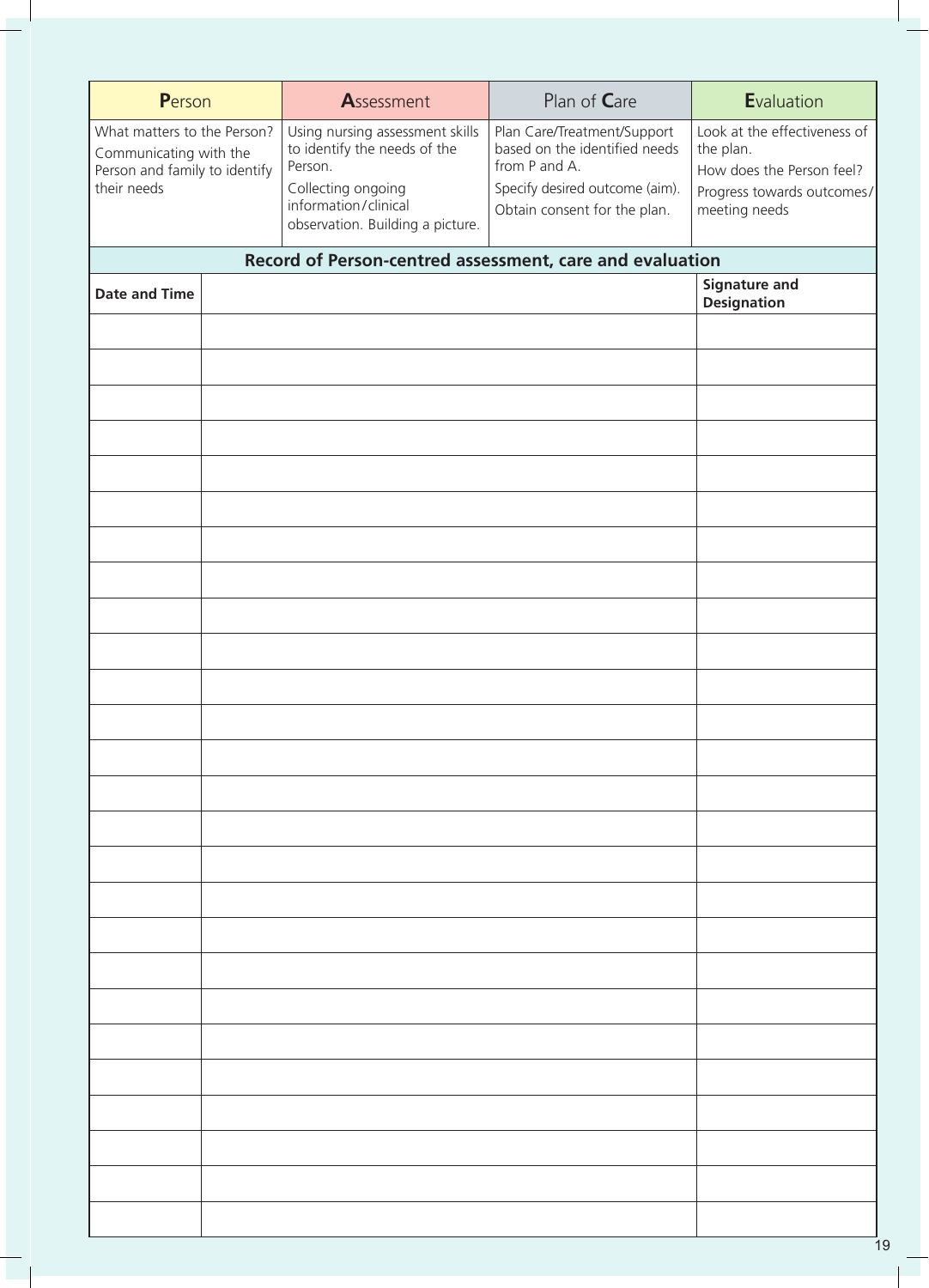| **P**erson | **A**ssessment | Plan of **C**are | **E**valuation |
| --- | --- | --- | --- |
| What matters to the Person? Communicating with the Person and family to identify their needs | Using nursing assessment skills to identify the needs of the Person. Collecting ongoing information/clinical observation. Building a picture. | Plan Care/Treatment/Support based on the identified needs from P and A. Specify desired outcome (aim). Obtain consent for the plan. | Look at the effectiveness of the plan. How does the Person feel? Progress towards outcomes/ meeting needs |

**Record of Person-centred assessment, care and evaluation**

| **Date and Time** | | **Signature and Designation** |
| --- | --- | --- |
| | | |
| | | |
| | | |
| | | |
| | | |
| | | |
| | | |
| | | |
| | | |
| | | |
| | | |
| | | |
| | | |
| | | |
| | | |
| | | |
| | | |
| | | |
| | | |
| | | |
| | | |
| | | |
| | | |
| | | |
| | | |
| | | |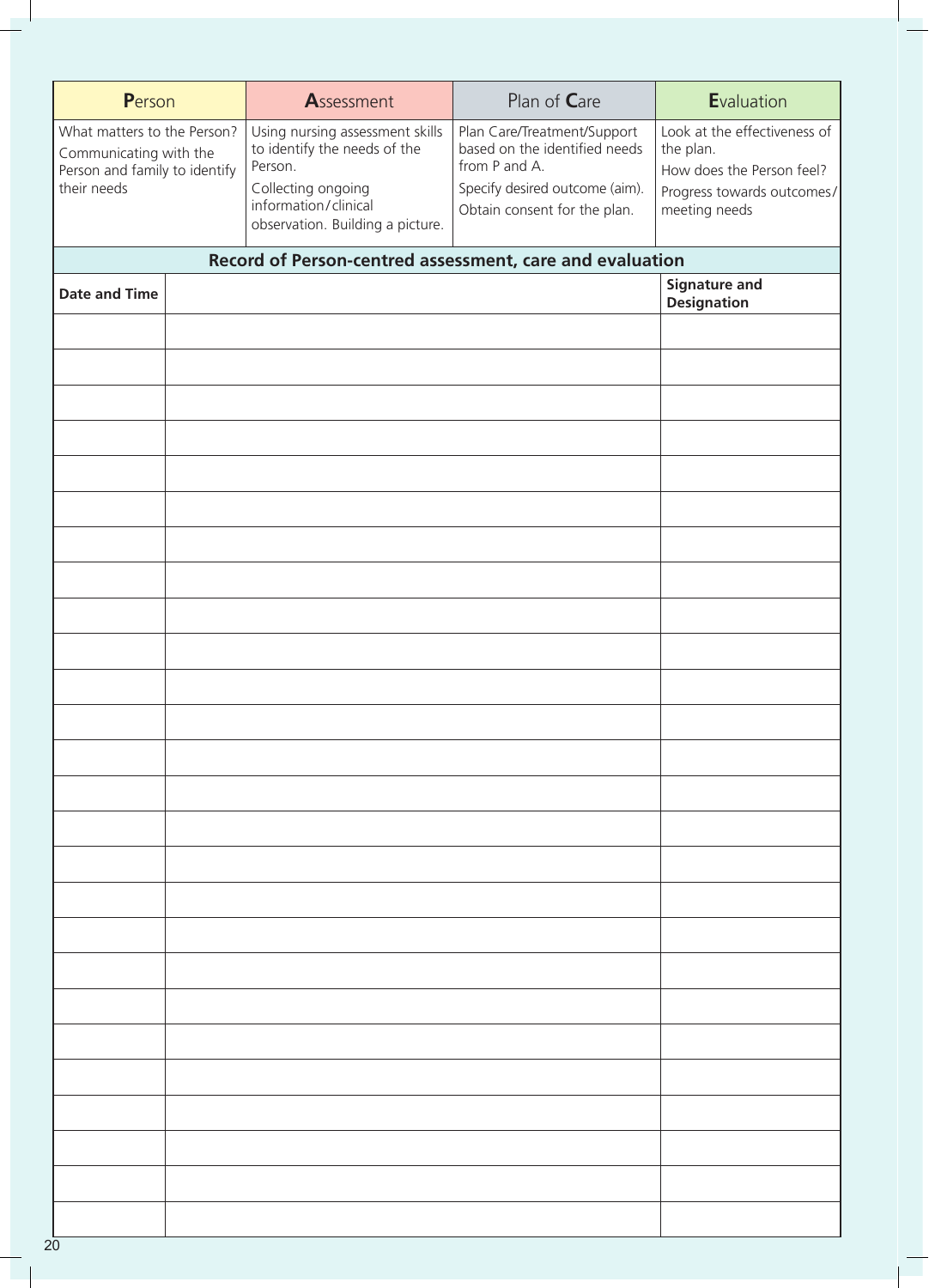| **P**erson | **A**ssessment | Plan of **C**are | **E**valuation |
| --- | --- | --- | --- |
| What matters to the Person? Communicating with the Person and family to identify their needs | Using nursing assessment skills to identify the needs of the Person. Collecting ongoing information/clinical observation. Building a picture. | Plan Care/Treatment/Support based on the identified needs from P and A. Specify desired outcome (aim). Obtain consent for the plan. | Look at the effectiveness of the plan. How does the Person feel? Progress towards outcomes/meeting needs |

**Record of Person-centred assessment, care and evaluation**

| Date and Time | | Signature and Designation |
| --- | --- | --- |
| | | |
| | | |
| | | |
| | | |
| | | |
| | | |
| | | |
| | | |
| | | |
| | | |
| | | |
| | | |
| | | |
| | | |
| | | |
| | | |
| | | |
| | | |
| | | |
| | | |
| | | |
| | | |
| | | |
| | | |
| | | |
| | | |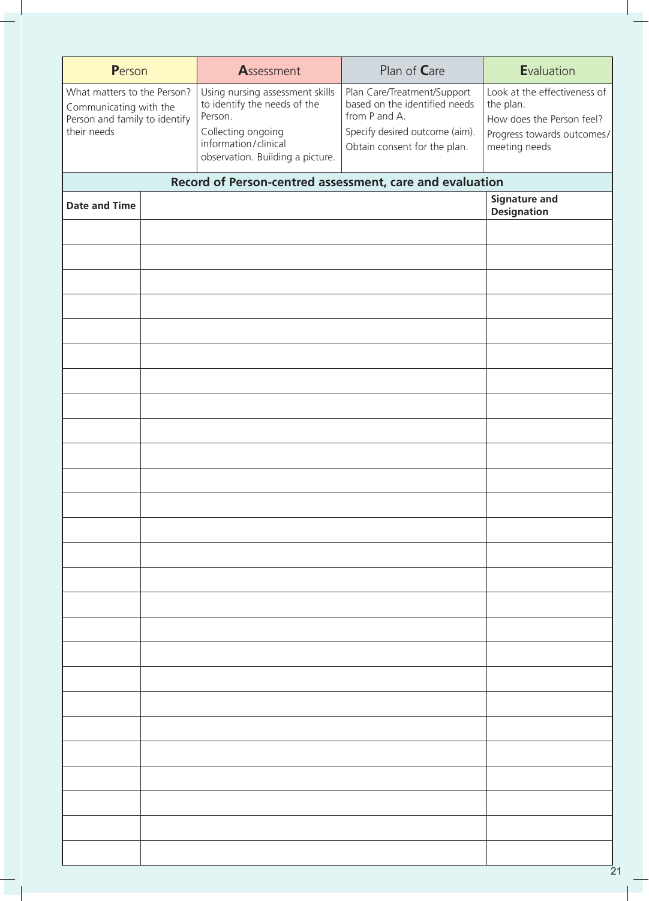| **P**erson | **A**ssessment | Plan of **C**are | **E**valuation |
|---|---|---|---|
| What matters to the Person? Communicating with the Person and family to identify their needs | Using nursing assessment skills to identify the needs of the Person. Collecting ongoing information/clinical observation. Building a picture. | Plan Care/Treatment/Support based on the identified needs from P and A. Specify desired outcome (aim). Obtain consent for the plan. | Look at the effectiveness of the plan. How does the Person feel? Progress towards outcomes/meeting needs |

**Record of Person-centred assessment, care and evaluation**

| Date and Time | | Signature and Designation |
|---|---|---|
| | | |
| | | |
| | | |
| | | |
| | | |
| | | |
| | | |
| | | |
| | | |
| | | |
| | | |
| | | |
| | | |
| | | |
| | | |
| | | |
| | | |
| | | |
| | | |
| | | |
| | | |
| | | |
| | | |
| | | |
| | | |
| | | |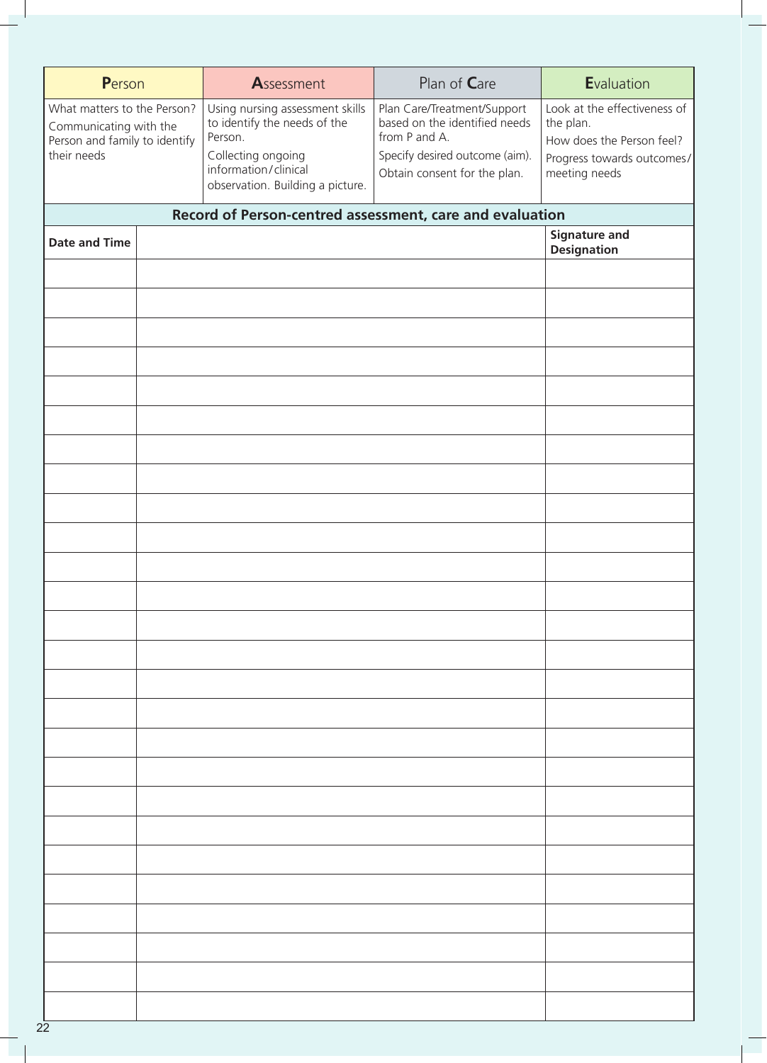| **P**erson | **A**ssessment | Plan of **C**are | **E**valuation |
|---|---|---|---|
| What matters to the Person? Communicating with the Person and family to identify their needs | Using nursing assessment skills to identify the needs of the Person. Collecting ongoing information/clinical observation. Building a picture. | Plan Care/Treatment/Support based on the identified needs from P and A. Specify desired outcome (aim). Obtain consent for the plan. | Look at the effectiveness of the plan. How does the Person feel? Progress towards outcomes/meeting needs |

**Record of Person-centred assessment, care and evaluation**

| Date and Time | | Signature and Designation |
|---|---|---|
| | | |
| | | |
| | | |
| | | |
| | | |
| | | |
| | | |
| | | |
| | | |
| | | |
| | | |
| | | |
| | | |
| | | |
| | | |
| | | |
| | | |
| | | |
| | | |
| | | |
| | | |
| | | |
| | | |
| | | |
| | | |
| | | |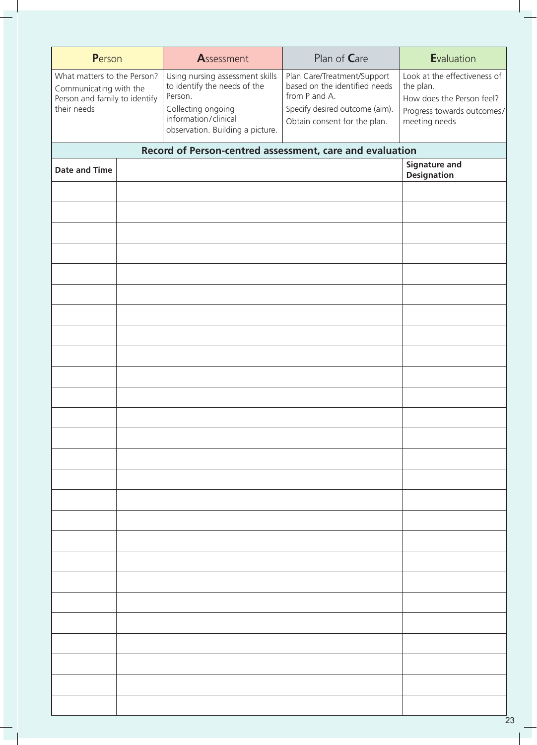| **P**erson | **A**ssessment | Plan of **C**are | **E**valuation |
|---|---|---|---|
| What matters to the Person? Communicating with the Person and family to identify their needs | Using nursing assessment skills to identify the needs of the Person. Collecting ongoing information/clinical observation. Building a picture. | Plan Care/Treatment/Support based on the identified needs from P and A. Specify desired outcome (aim). Obtain consent for the plan. | Look at the effectiveness of the plan. How does the Person feel? Progress towards outcomes/meeting needs |

**Record of Person-centred assessment, care and evaluation**

| **Date and Time** | | **Signature and Designation** |
|---|---|---|
| | | |
| | | |
| | | |
| | | |
| | | |
| | | |
| | | |
| | | |
| | | |
| | | |
| | | |
| | | |
| | | |
| | | |
| | | |
| | | |
| | | |
| | | |
| | | |
| | | |
| | | |
| | | |
| | | |
| | | |
| | | |
| | | |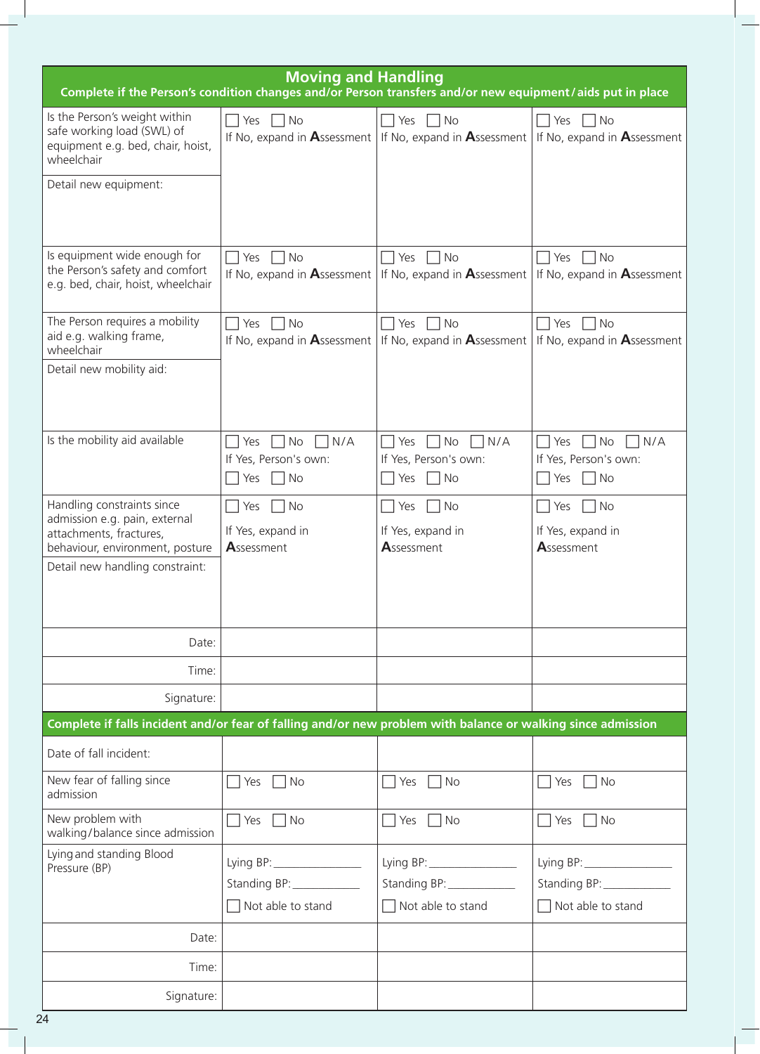## Moving and Handling

**Complete if the Person's condition changes and/or Person transfers and/or new equipment / aids put in place**

| | | | |
|---|---|---|---|
| Is the Person's weight within safe working load (SWL) of equipment e.g. bed, chair, hoist, wheelchair | ☐ Yes ☐ No<br>If No, expand in **A**ssessment | ☐ Yes ☐ No<br>If No, expand in **A**ssessment | ☐ Yes ☐ No<br>If No, expand in **A**ssessment |
| Detail new equipment: | | | |
| Is equipment wide enough for the Person's safety and comfort e.g. bed, chair, hoist, wheelchair | ☐ Yes ☐ No<br>If No, expand in **A**ssessment | ☐ Yes ☐ No<br>If No, expand in **A**ssessment | ☐ Yes ☐ No<br>If No, expand in **A**ssessment |
| The Person requires a mobility aid e.g. walking frame, wheelchair | ☐ Yes ☐ No<br>If No, expand in **A**ssessment | ☐ Yes ☐ No<br>If No, expand in **A**ssessment | ☐ Yes ☐ No<br>If No, expand in **A**ssessment |
| Detail new mobility aid: | | | |
| Is the mobility aid available | ☐ Yes ☐ No ☐ N/A<br>If Yes, Person's own:<br>☐ Yes ☐ No | ☐ Yes ☐ No ☐ N/A<br>If Yes, Person's own:<br>☐ Yes ☐ No | ☐ Yes ☐ No ☐ N/A<br>If Yes, Person's own:<br>☐ Yes ☐ No |
| Handling constraints since admission e.g. pain, external attachments, fractures, behaviour, environment, posture | ☐ Yes ☐ No<br>If Yes, expand in **A**ssessment | ☐ Yes ☐ No<br>If Yes, expand in **A**ssessment | ☐ Yes ☐ No<br>If Yes, expand in **A**ssessment |
| Detail new handling constraint: | | | |
| Date: | | | |
| Time: | | | |
| Signature: | | | |

**Complete if falls incident and/or fear of falling and/or new problem with balance or walking since admission**

| | | | |
|---|---|---|---|
| Date of fall incident: | | | |
| New fear of falling since admission | ☐ Yes ☐ No | ☐ Yes ☐ No | ☐ Yes ☐ No |
| New problem with walking/balance since admission | ☐ Yes ☐ No | ☐ Yes ☐ No | ☐ Yes ☐ No |
| Lying and standing Blood Pressure (BP) | Lying BP: ____________<br>Standing BP: __________<br>☐ Not able to stand | Lying BP: ____________<br>Standing BP: __________<br>☐ Not able to stand | Lying BP: ____________<br>Standing BP: __________<br>☐ Not able to stand |
| Date: | | | |
| Time: | | | |
| Signature: | | | |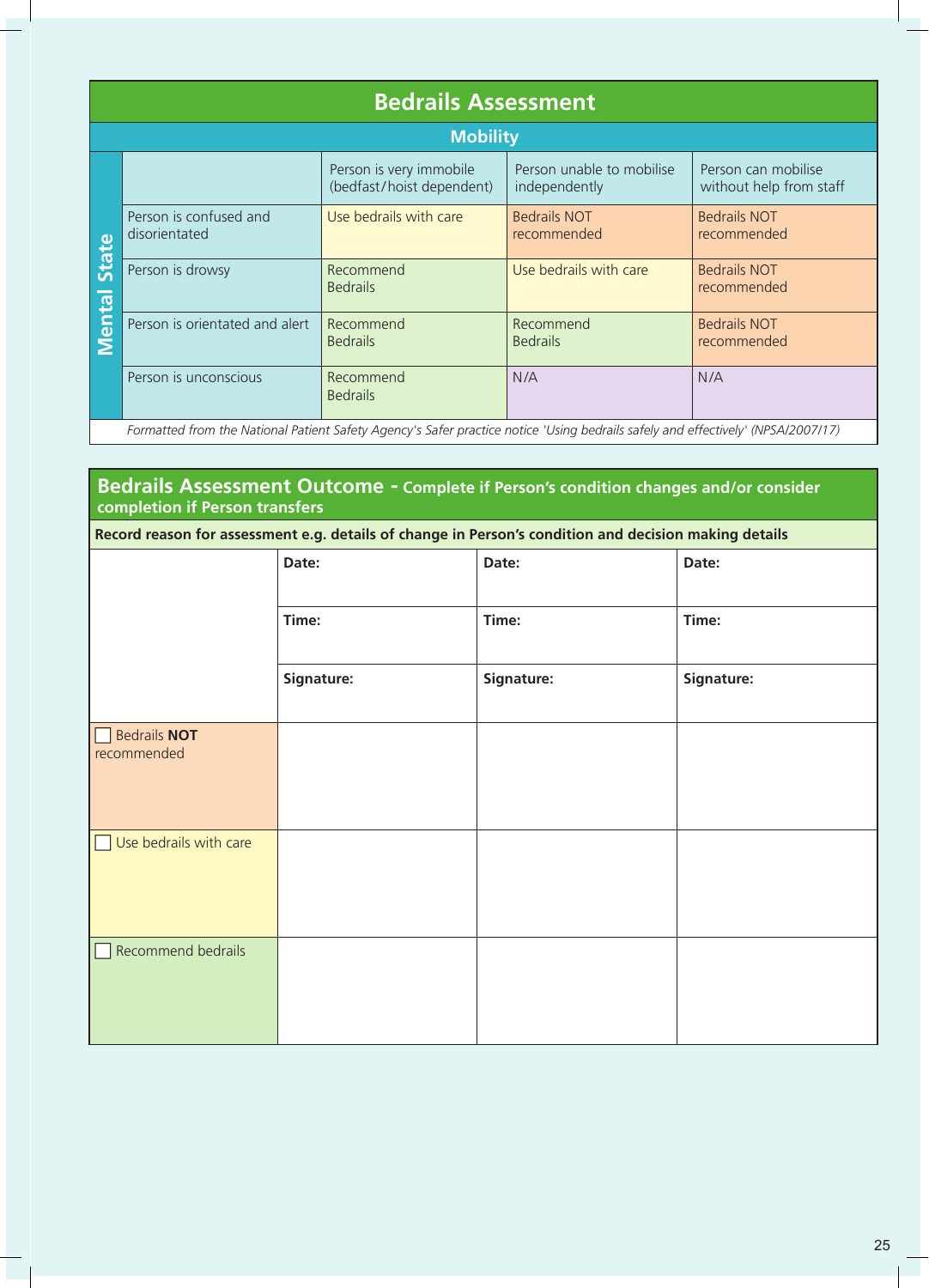## Bedrails Assessment

| Mental State \ Mobility | Person is very immobile (bedfast/hoist dependent) | Person unable to mobilise independently | Person can mobilise without help from staff |
|---|---|---|---|
| Person is confused and disorientated | Use bedrails with care | Bedrails NOT recommended | Bedrails NOT recommended |
| Person is drowsy | Recommend Bedrails | Use bedrails with care | Bedrails NOT recommended |
| Person is orientated and alert | Recommend Bedrails | Recommend Bedrails | Bedrails NOT recommended |
| Person is unconscious | Recommend Bedrails | N/A | N/A |

*Formatted from the National Patient Safety Agency's Safer practice notice 'Using bedrails safely and effectively' (NPSA/2007/17)*

## Bedrails Assessment Outcome - Complete if Person's condition changes and/or consider completion if Person transfers

**Record reason for assessment e.g. details of change in Person's condition and decision making details**

| | | | |
|---|---|---|---|
| | **Date:** | **Date:** | **Date:** |
| | **Time:** | **Time:** | **Time:** |
| | **Signature:** | **Signature:** | **Signature:** |
| ☐ Bedrails **NOT** recommended | | | |
| ☐ Use bedrails with care | | | |
| ☐ Recommend bedrails | | | |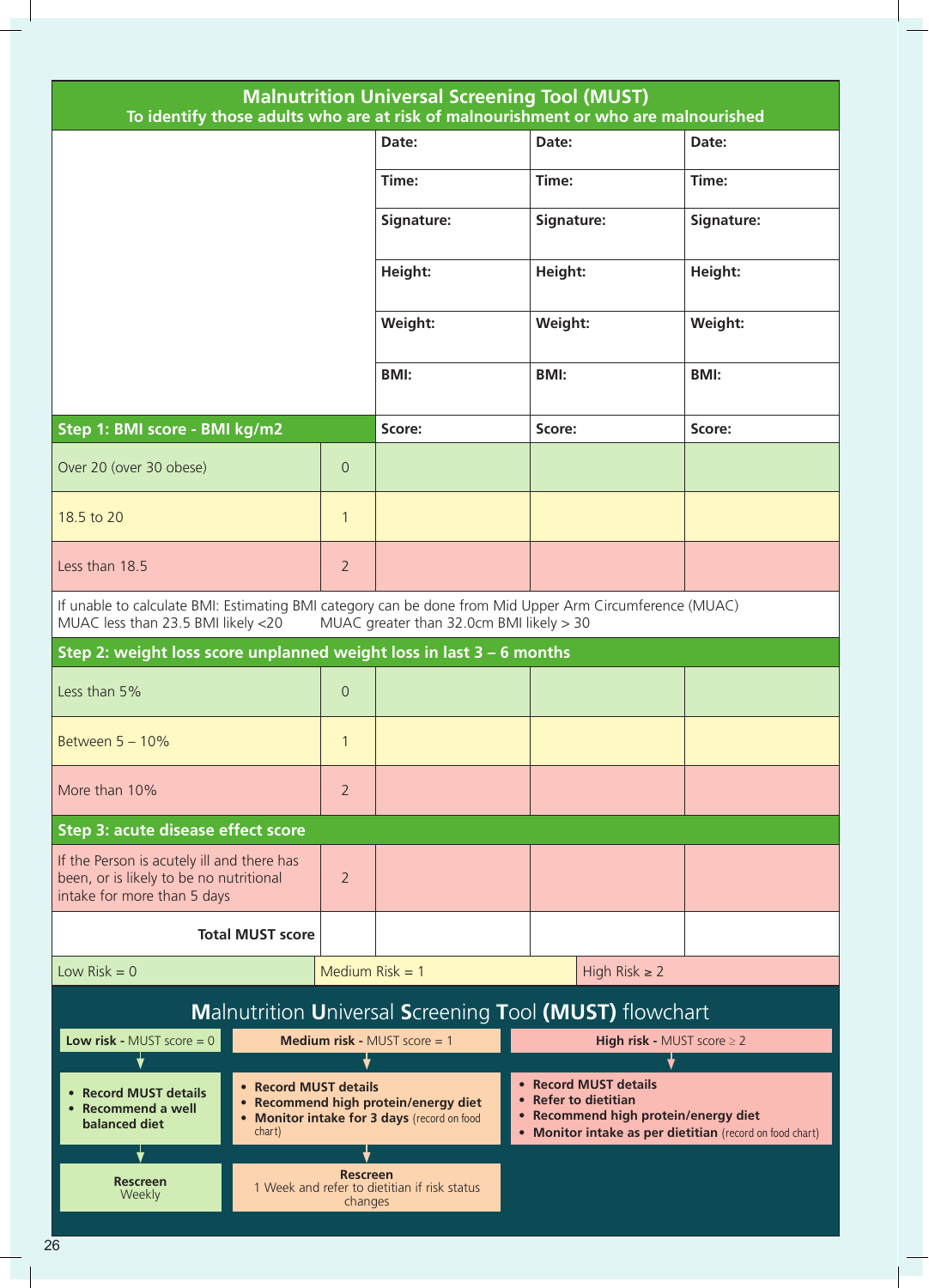## Malnutrition Universal Screening Tool (MUST)

**To identify those adults who are at risk of malnourishment or who are malnourished**

| | | | | |
|---|---|---|---|---|
| | | **Date:** | **Date:** | **Date:** |
| | | **Time:** | **Time:** | **Time:** |
| | | **Signature:** | **Signature:** | **Signature:** |
| | | **Height:** | **Height:** | **Height:** |
| | | **Weight:** | **Weight:** | **Weight:** |
| | | **BMI:** | **BMI:** | **BMI:** |
| **Step 1: BMI score - BMI kg/m2** | | **Score:** | **Score:** | **Score:** |
| Over 20 (over 30 obese) | 0 | | | |
| 18.5 to 20 | 1 | | | |
| Less than 18.5 | 2 | | | |
| If unable to calculate BMI: Estimating BMI category can be done from Mid Upper Arm Circumference (MUAC) MUAC less than 23.5 BMI likely <20 MUAC greater than 32.0cm BMI likely > 30 | | | | |
| **Step 2: weight loss score unplanned weight loss in last 3 – 6 months** | | | | |
| Less than 5% | 0 | | | |
| Between 5 – 10% | 1 | | | |
| More than 10% | 2 | | | |
| **Step 3: acute disease effect score** | | | | |
| If the Person is acutely ill and there has been, or is likely to be no nutritional intake for more than 5 days | 2 | | | |
| **Total MUST score** | | | | |

Low Risk = 0 | Medium Risk = 1 | High Risk ≥ 2

## Malnutrition Universal Screening Tool (MUST) flowchart

**Low risk** - MUST score = 0

- **Record MUST details**
- **Recommend a well balanced diet**

**Rescreen** Weekly

**Medium risk** - MUST score = 1

- **Record MUST details**
- **Recommend high protein/energy diet**
- **Monitor intake for 3 days** (record on food chart)

**Rescreen** 1 Week and refer to dietitian if risk status changes

**High risk** - MUST score ≥ 2

- **Record MUST details**
- **Refer to dietitian**
- **Recommend high protein/energy diet**
- **Monitor intake as per dietitian** (record on food chart)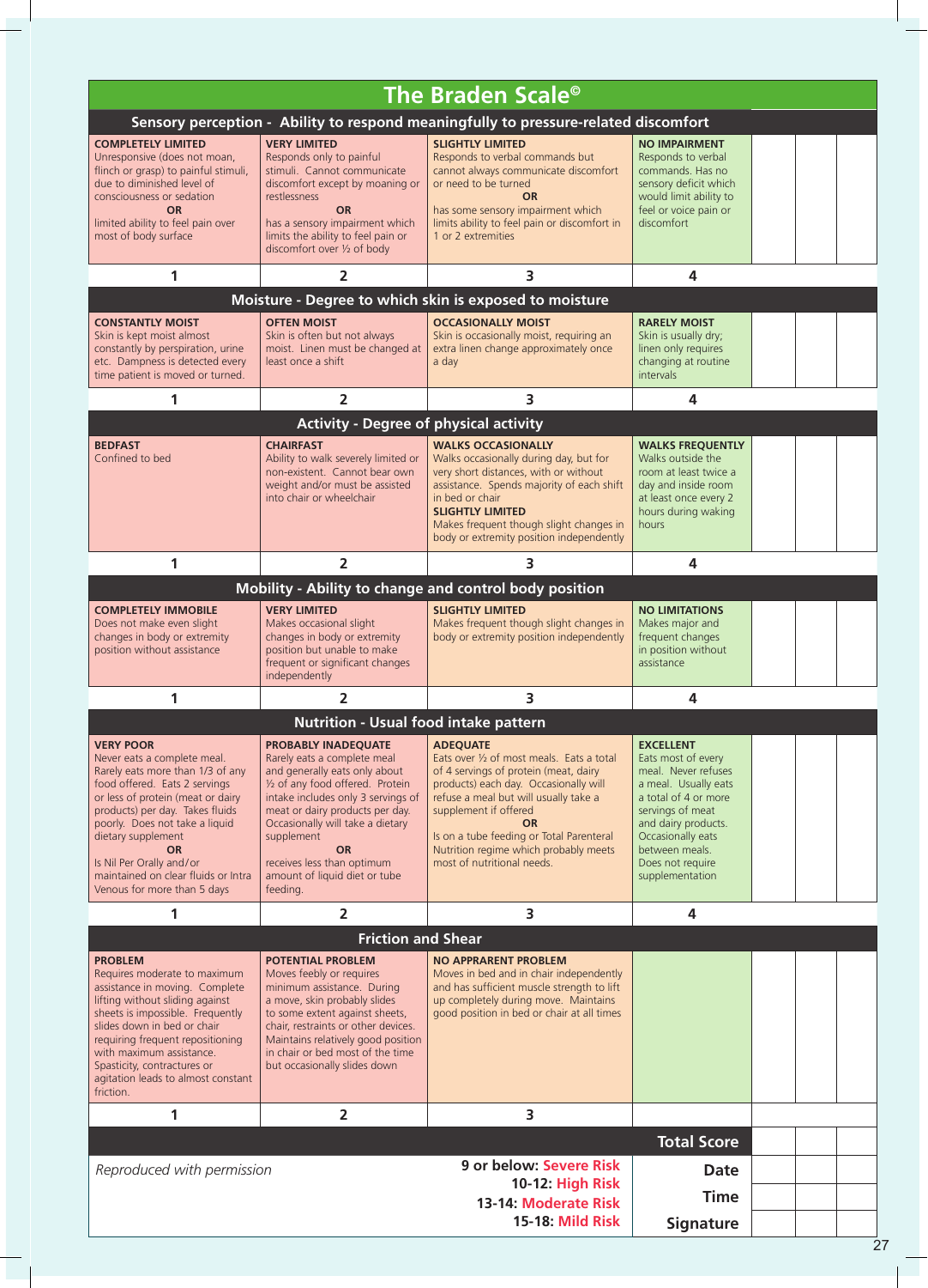# The Braden Scale©

| Sensory perception - Ability to respond meaningfully to pressure-related discomfort | | | | | | |
|---|---|---|---|---|---|---|
| **COMPLETELY LIMITED** Unresponsive (does not moan, flinch or grasp) to painful stimuli, due to diminished level of consciousness or sedation **OR** limited ability to feel pain over most of body surface | **VERY LIMITED** Responds only to painful stimuli. Cannot communicate discomfort except by moaning or restlessness **OR** has a sensory impairment which limits the ability to feel pain or discomfort over ½ of body | **SLIGHTLY LIMITED** Responds to verbal commands but cannot always communicate discomfort or need to be turned **OR** has some sensory impairment which limits ability to feel pain or discomfort in 1 or 2 extremities | **NO IMPAIRMENT** Responds to verbal commands. Has no sensory deficit which would limit ability to feel or voice pain or discomfort | | | |
| 1 | 2 | 3 | 4 | | | |
| **Moisture - Degree to which skin is exposed to moisture** | | | | | | |
| **CONSTANTLY MOIST** Skin is kept moist almost constantly by perspiration, urine etc. Dampness is detected every time patient is moved or turned. | **OFTEN MOIST** Skin is often but not always moist. Linen must be changed at least once a shift | **OCCASIONALLY MOIST** Skin is occasionally moist, requiring an extra linen change approximately once a day | **RARELY MOIST** Skin is usually dry; linen only requires changing at routine intervals | | | |
| 1 | 2 | 3 | 4 | | | |
| **Activity - Degree of physical activity** | | | | | | |
| **BEDFAST** Confined to bed | **CHAIRFAST** Ability to walk severely limited or non-existent. Cannot bear own weight and/or must be assisted into chair or wheelchair | **WALKS OCCASIONALLY** Walks occasionally during day, but for very short distances, with or without assistance. Spends majority of each shift in bed or chair **SLIGHTLY LIMITED** Makes frequent though slight changes in body or extremity position independently | **WALKS FREQUENTLY** Walks outside the room at least twice a day and inside room at least once every 2 hours during waking hours | | | |
| 1 | 2 | 3 | 4 | | | |
| **Mobility - Ability to change and control body position** | | | | | | |
| **COMPLETELY IMMOBILE** Does not make even slight changes in body or extremity position without assistance | **VERY LIMITED** Makes occasional slight changes in body or extremity position but unable to make frequent or significant changes independently | **SLIGHTLY LIMITED** Makes frequent though slight changes in body or extremity position independently | **NO LIMITATIONS** Makes major and frequent changes in position without assistance | | | |
| 1 | 2 | 3 | 4 | | | |
| **Nutrition - Usual food intake pattern** | | | | | | |
| **VERY POOR** Never eats a complete meal. Rarely eats more than 1/3 of any food offered. Eats 2 servings or less of protein (meat or dairy products) per day. Takes fluids poorly. Does not take a liquid dietary supplement **OR** Is Nil Per Orally and/or maintained on clear fluids or Intra Venous for more than 5 days | **PROBABLY INADEQUATE** Rarely eats a complete meal and generally eats only about ½ of any food offered. Protein intake includes only 3 servings of meat or dairy products per day. Occasionally will take a dietary supplement **OR** receives less than optimum amount of liquid diet or tube feeding. | **ADEQUATE** Eats over ½ of most meals. Eats a total of 4 servings of protein (meat, dairy products) each day. Occasionally will refuse a meal but will usually take a supplement if offered **OR** Is on a tube feeding or Total Parenteral Nutrition regime which probably meets most of nutritional needs. | **EXCELLENT** Eats most of every meal. Never refuses a meal. Usually eats a total of 4 or more servings of meat and dairy products. Occasionally eats between meals. Does not require supplementation | | | |
| 1 | 2 | 3 | 4 | | | |
| **Friction and Shear** | | | | | | |
| **PROBLEM** Requires moderate to maximum assistance in moving. Complete lifting without sliding against sheets is impossible. Frequently slides down in bed or chair requiring frequent repositioning with maximum assistance. Spasticity, contractures or agitation leads to almost constant friction. | **POTENTIAL PROBLEM** Moves feebly or requires minimum assistance. During a move, skin probably slides to some extent against sheets, chair, restraints or other devices. Maintains relatively good position in chair or bed most of the time but occasionally slides down | **NO APPARENT PROBLEM** Moves in bed and in chair independently and has sufficient muscle strength to lift up completely during move. Maintains good position in bed or chair at all times | | | | |
| 1 | 2 | 3 | | | | |
| | | | **Total Score** | | | |
| *Reproduced with permission* | | 9 or below: Severe Risk<br>10-12: High Risk<br>13-14: Moderate Risk<br>15-18: Mild Risk | **Date** | | | |
| | | | **Time** | | | |
| | | | **Signature** | | | |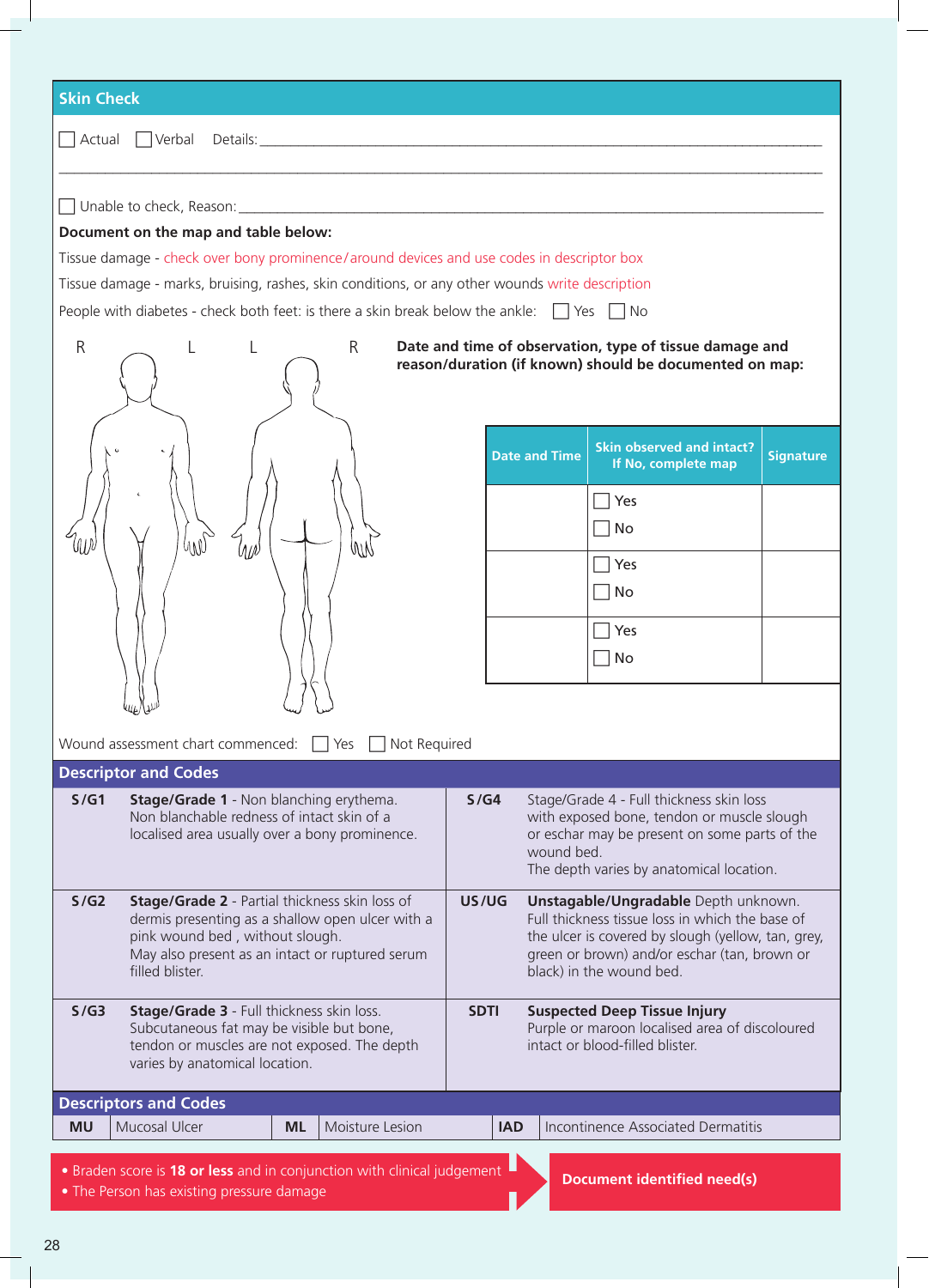## Skin Check

☐ Actual ☐ Verbal Details: ___________________________________________

___________________________________________

☐ Unable to check, Reason: ___________________________________________

**Document on the map and table below:**

Tissue damage - check over bony prominence/around devices and use codes in descriptor box

Tissue damage - marks, bruising, rashes, skin conditions, or any other wounds write description

People with diabetes - check both feet: is there a skin break below the ankle: ☐ Yes ☐ No

R L L R

**Date and time of observation, type of tissue damage and reason/duration (if known) should be documented on map:**

| Date and Time | Skin observed and intact? If No, complete map | Signature |
|---|---|---|
| | ☐ Yes ☐ No | |
| | ☐ Yes ☐ No | |
| | ☐ Yes ☐ No | |

Wound assessment chart commenced: ☐ Yes ☐ Not Required

### Descriptor and Codes

| | | | |
|---|---|---|---|
| **S/G1** | **Stage/Grade 1** - Non blanching erythema. Non blanchable redness of intact skin of a localised area usually over a bony prominence. | **S/G4** | Stage/Grade 4 - Full thickness skin loss with exposed bone, tendon or muscle slough or eschar may be present on some parts of the wound bed. The depth varies by anatomical location. |
| **S/G2** | **Stage/Grade 2** - Partial thickness skin loss of dermis presenting as a shallow open ulcer with a pink wound bed , without slough. May also present as an intact or ruptured serum filled blister. | **US/UG** | **Unstagable/Ungradable** Depth unknown. Full thickness tissue loss in which the base of the ulcer is covered by slough (yellow, tan, grey, green or brown) and/or eschar (tan, brown or black) in the wound bed. |
| **S/G3** | **Stage/Grade 3** - Full thickness skin loss. Subcutaneous fat may be visible but bone, tendon or muscles are not exposed. The depth varies by anatomical location. | **SDTI** | **Suspected Deep Tissue Injury** Purple or maroon localised area of discoloured intact or blood-filled blister. |

### Descriptors and Codes

| | | | | | |
|---|---|---|---|---|---|
| **MU** | Mucosal Ulcer | **ML** | Moisture Lesion | **IAD** | Incontinence Associated Dermatitis |

- Braden score is **18 or less** and in conjunction with clinical judgement
- The Person has existing pressure damage

→ **Document identified need(s)**